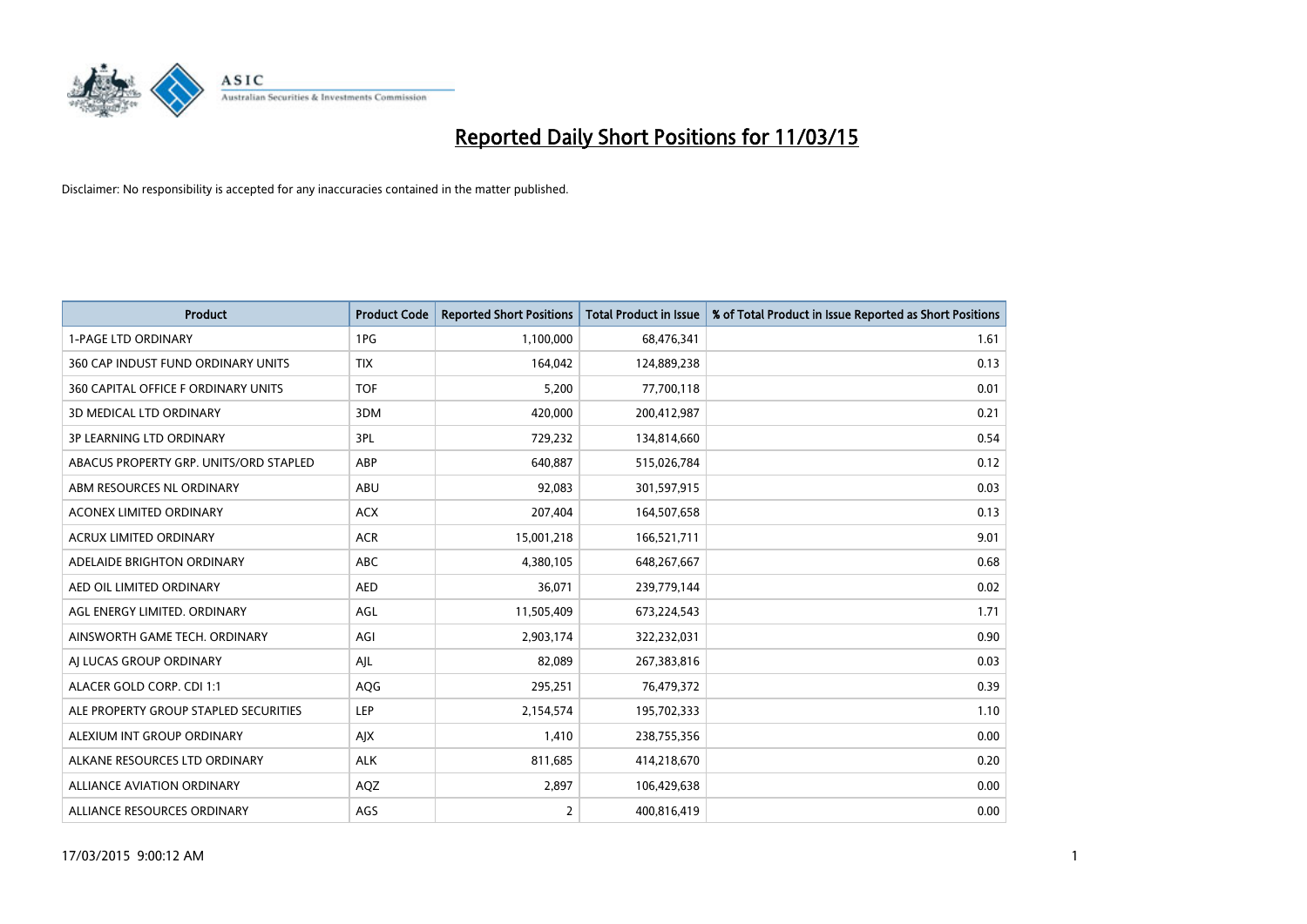# Reported Daily Short Positions for 11/03/15

Disclaimer: No responsibility is accepted for any inaccuracies contained in the matter published.

| Product | Product Code | Reported Short Positions | Total Product in Issue | % of Total Product in Issue Reported as Short Positions |
|---|---|---|---|---|
| 1-PAGE LTD ORDINARY | 1PG | 1,100,000 | 68,476,341 | 1.61 |
| 360 CAP INDUST FUND ORDINARY UNITS | TIX | 164,042 | 124,889,238 | 0.13 |
| 360 CAPITAL OFFICE F ORDINARY UNITS | TOF | 5,200 | 77,700,118 | 0.01 |
| 3D MEDICAL LTD ORDINARY | 3DM | 420,000 | 200,412,987 | 0.21 |
| 3P LEARNING LTD ORDINARY | 3PL | 729,232 | 134,814,660 | 0.54 |
| ABACUS PROPERTY GRP. UNITS/ORD STAPLED | ABP | 640,887 | 515,026,784 | 0.12 |
| ABM RESOURCES NL ORDINARY | ABU | 92,083 | 301,597,915 | 0.03 |
| ACONEX LIMITED ORDINARY | ACX | 207,404 | 164,507,658 | 0.13 |
| ACRUX LIMITED ORDINARY | ACR | 15,001,218 | 166,521,711 | 9.01 |
| ADELAIDE BRIGHTON ORDINARY | ABC | 4,380,105 | 648,267,667 | 0.68 |
| AED OIL LIMITED ORDINARY | AED | 36,071 | 239,779,144 | 0.02 |
| AGL ENERGY LIMITED. ORDINARY | AGL | 11,505,409 | 673,224,543 | 1.71 |
| AINSWORTH GAME TECH. ORDINARY | AGI | 2,903,174 | 322,232,031 | 0.90 |
| AJ LUCAS GROUP ORDINARY | AJL | 82,089 | 267,383,816 | 0.03 |
| ALACER GOLD CORP. CDI 1:1 | AQG | 295,251 | 76,479,372 | 0.39 |
| ALE PROPERTY GROUP STAPLED SECURITIES | LEP | 2,154,574 | 195,702,333 | 1.10 |
| ALEXIUM INT GROUP ORDINARY | AJX | 1,410 | 238,755,356 | 0.00 |
| ALKANE RESOURCES LTD ORDINARY | ALK | 811,685 | 414,218,670 | 0.20 |
| ALLIANCE AVIATION ORDINARY | AQZ | 2,897 | 106,429,638 | 0.00 |
| ALLIANCE RESOURCES ORDINARY | AGS | 2 | 400,816,419 | 0.00 |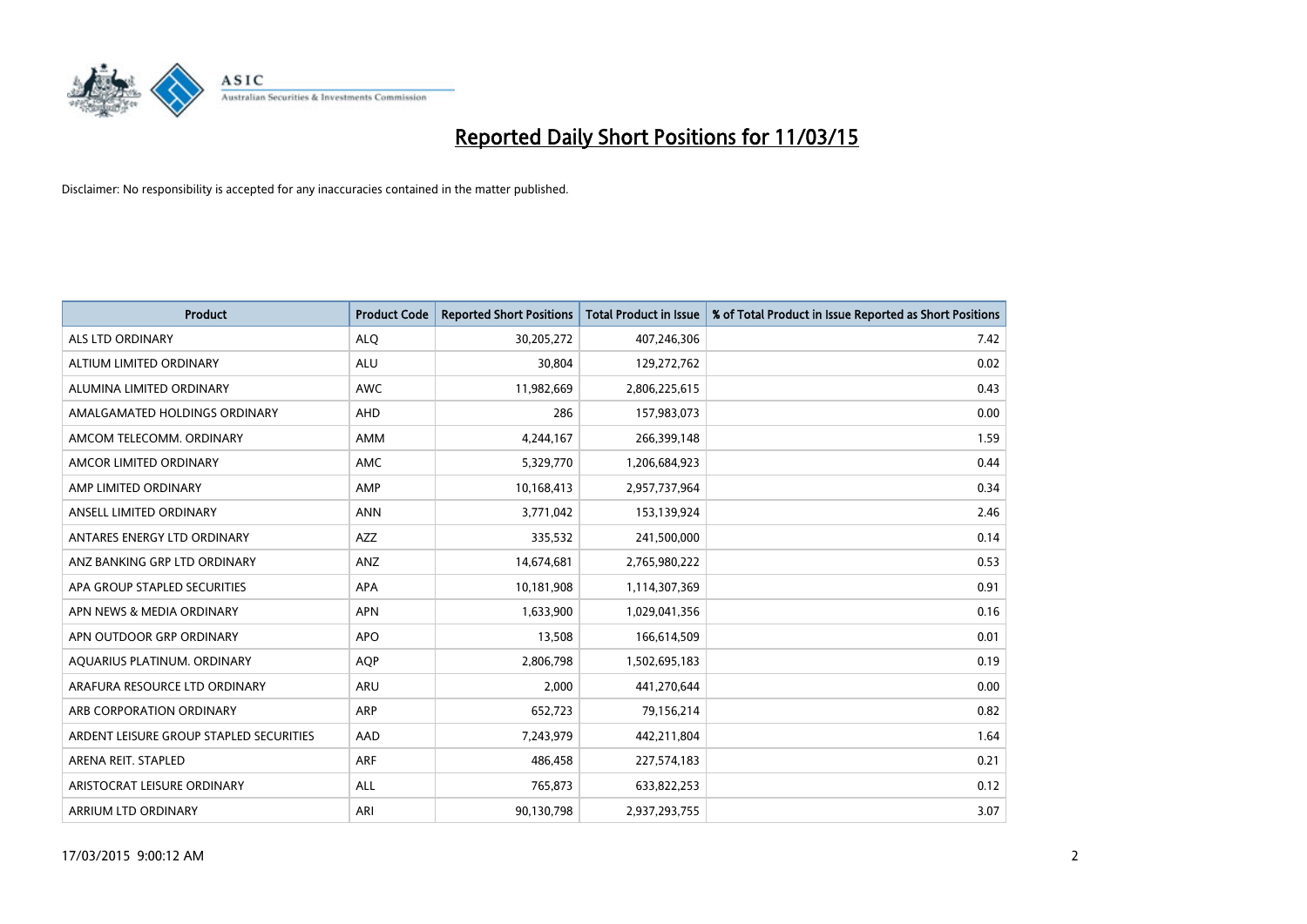# Reported Daily Short Positions for 11/03/15

Disclaimer: No responsibility is accepted for any inaccuracies contained in the matter published.

| Product | Product Code | Reported Short Positions | Total Product in Issue | % of Total Product in Issue Reported as Short Positions |
|---|---|---|---|---|
| ALS LTD ORDINARY | ALQ | 30,205,272 | 407,246,306 | 7.42 |
| ALTIUM LIMITED ORDINARY | ALU | 30,804 | 129,272,762 | 0.02 |
| ALUMINA LIMITED ORDINARY | AWC | 11,982,669 | 2,806,225,615 | 0.43 |
| AMALGAMATED HOLDINGS ORDINARY | AHD | 286 | 157,983,073 | 0.00 |
| AMCOM TELECOMM. ORDINARY | AMM | 4,244,167 | 266,399,148 | 1.59 |
| AMCOR LIMITED ORDINARY | AMC | 5,329,770 | 1,206,684,923 | 0.44 |
| AMP LIMITED ORDINARY | AMP | 10,168,413 | 2,957,737,964 | 0.34 |
| ANSELL LIMITED ORDINARY | ANN | 3,771,042 | 153,139,924 | 2.46 |
| ANTARES ENERGY LTD ORDINARY | AZZ | 335,532 | 241,500,000 | 0.14 |
| ANZ BANKING GRP LTD ORDINARY | ANZ | 14,674,681 | 2,765,980,222 | 0.53 |
| APA GROUP STAPLED SECURITIES | APA | 10,181,908 | 1,114,307,369 | 0.91 |
| APN NEWS & MEDIA ORDINARY | APN | 1,633,900 | 1,029,041,356 | 0.16 |
| APN OUTDOOR GRP ORDINARY | APO | 13,508 | 166,614,509 | 0.01 |
| AQUARIUS PLATINUM. ORDINARY | AQP | 2,806,798 | 1,502,695,183 | 0.19 |
| ARAFURA RESOURCE LTD ORDINARY | ARU | 2,000 | 441,270,644 | 0.00 |
| ARB CORPORATION ORDINARY | ARP | 652,723 | 79,156,214 | 0.82 |
| ARDENT LEISURE GROUP STAPLED SECURITIES | AAD | 7,243,979 | 442,211,804 | 1.64 |
| ARENA REIT. STAPLED | ARF | 486,458 | 227,574,183 | 0.21 |
| ARISTOCRAT LEISURE ORDINARY | ALL | 765,873 | 633,822,253 | 0.12 |
| ARRIUM LTD ORDINARY | ARI | 90,130,798 | 2,937,293,755 | 3.07 |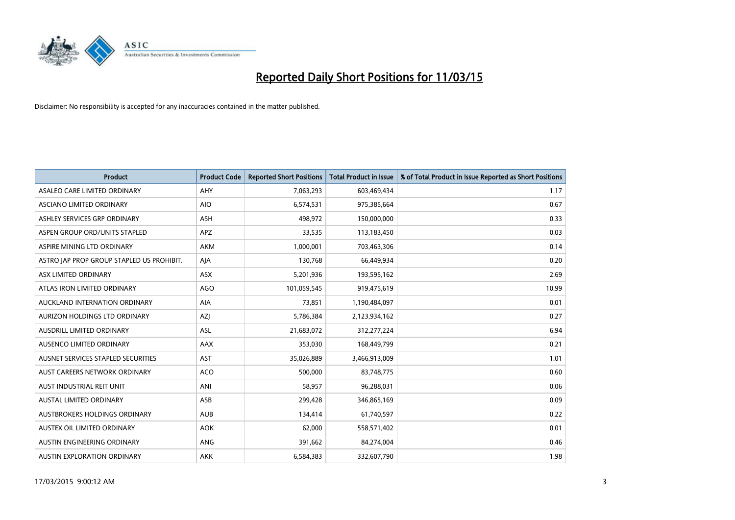# Reported Daily Short Positions for 11/03/15

Disclaimer: No responsibility is accepted for any inaccuracies contained in the matter published.

| Product | Product Code | Reported Short Positions | Total Product in Issue | % of Total Product in Issue Reported as Short Positions |
|---|---|---|---|---|
| ASALEO CARE LIMITED ORDINARY | AHY | 7,063,293 | 603,469,434 | 1.17 |
| ASCIANO LIMITED ORDINARY | AIO | 6,574,531 | 975,385,664 | 0.67 |
| ASHLEY SERVICES GRP ORDINARY | ASH | 498,972 | 150,000,000 | 0.33 |
| ASPEN GROUP ORD/UNITS STAPLED | APZ | 33,535 | 113,183,450 | 0.03 |
| ASPIRE MINING LTD ORDINARY | AKM | 1,000,001 | 703,463,306 | 0.14 |
| ASTRO JAP PROP GROUP STAPLED US PROHIBIT. | AJA | 130,768 | 66,449,934 | 0.20 |
| ASX LIMITED ORDINARY | ASX | 5,201,936 | 193,595,162 | 2.69 |
| ATLAS IRON LIMITED ORDINARY | AGO | 101,059,545 | 919,475,619 | 10.99 |
| AUCKLAND INTERNATION ORDINARY | AIA | 73,851 | 1,190,484,097 | 0.01 |
| AURIZON HOLDINGS LTD ORDINARY | AZJ | 5,786,384 | 2,123,934,162 | 0.27 |
| AUSDRILL LIMITED ORDINARY | ASL | 21,683,072 | 312,277,224 | 6.94 |
| AUSENCO LIMITED ORDINARY | AAX | 353,030 | 168,449,799 | 0.21 |
| AUSNET SERVICES STAPLED SECURITIES | AST | 35,026,889 | 3,466,913,009 | 1.01 |
| AUST CAREERS NETWORK ORDINARY | ACO | 500,000 | 83,748,775 | 0.60 |
| AUST INDUSTRIAL REIT UNIT | ANI | 58,957 | 96,288,031 | 0.06 |
| AUSTAL LIMITED ORDINARY | ASB | 299,428 | 346,865,169 | 0.09 |
| AUSTBROKERS HOLDINGS ORDINARY | AUB | 134,414 | 61,740,597 | 0.22 |
| AUSTEX OIL LIMITED ORDINARY | AOK | 62,000 | 558,571,402 | 0.01 |
| AUSTIN ENGINEERING ORDINARY | ANG | 391,662 | 84,274,004 | 0.46 |
| AUSTIN EXPLORATION ORDINARY | AKK | 6,584,383 | 332,607,790 | 1.98 |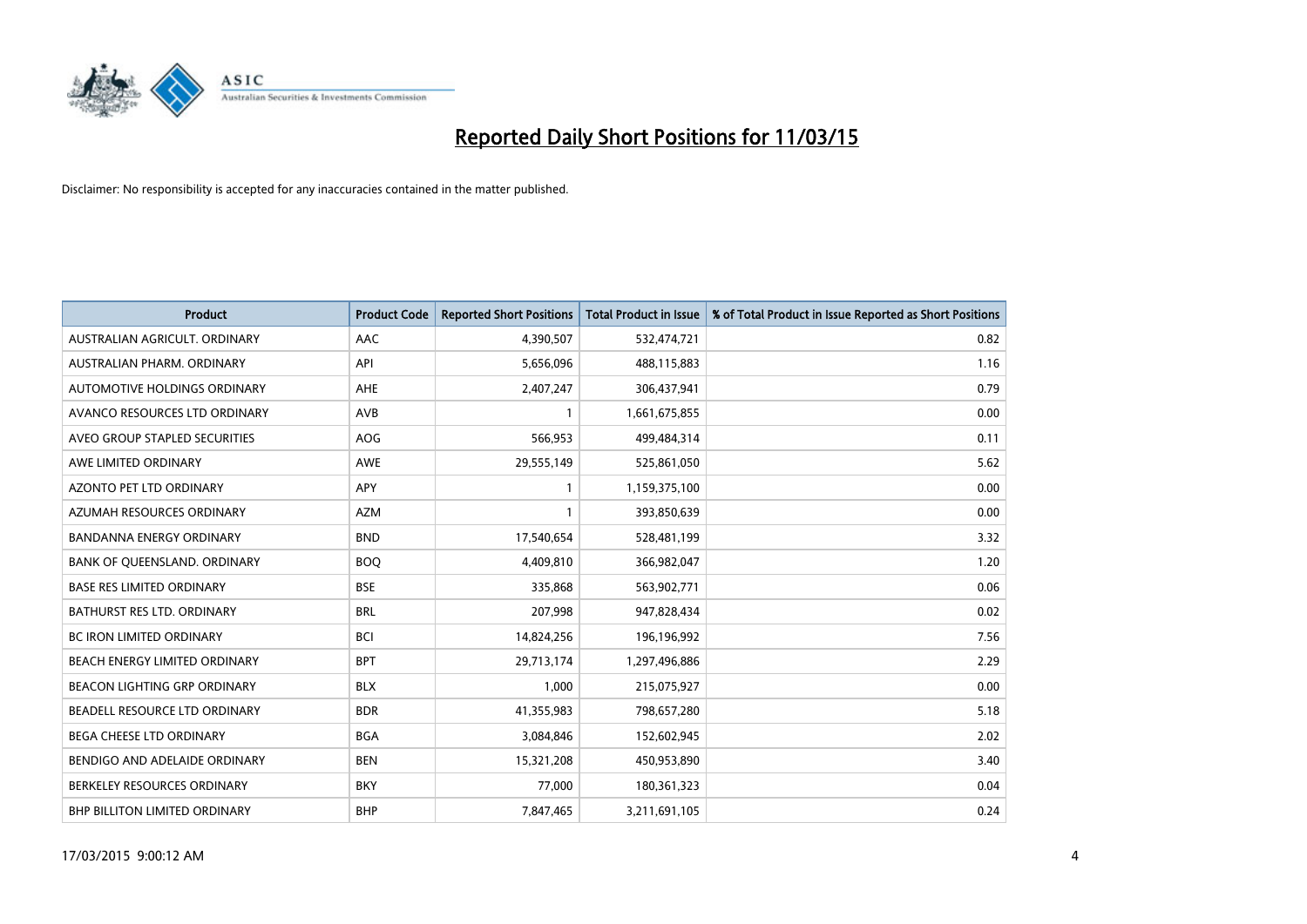# Reported Daily Short Positions for 11/03/15

Disclaimer: No responsibility is accepted for any inaccuracies contained in the matter published.

| Product | Product Code | Reported Short Positions | Total Product in Issue | % of Total Product in Issue Reported as Short Positions |
|---|---|---|---|---|
| AUSTRALIAN AGRICULT. ORDINARY | AAC | 4,390,507 | 532,474,721 | 0.82 |
| AUSTRALIAN PHARM. ORDINARY | API | 5,656,096 | 488,115,883 | 1.16 |
| AUTOMOTIVE HOLDINGS ORDINARY | AHE | 2,407,247 | 306,437,941 | 0.79 |
| AVANCO RESOURCES LTD ORDINARY | AVB | 1 | 1,661,675,855 | 0.00 |
| AVEO GROUP STAPLED SECURITIES | AOG | 566,953 | 499,484,314 | 0.11 |
| AWE LIMITED ORDINARY | AWE | 29,555,149 | 525,861,050 | 5.62 |
| AZONTO PET LTD ORDINARY | APY | 1 | 1,159,375,100 | 0.00 |
| AZUMAH RESOURCES ORDINARY | AZM | 1 | 393,850,639 | 0.00 |
| BANDANNA ENERGY ORDINARY | BND | 17,540,654 | 528,481,199 | 3.32 |
| BANK OF QUEENSLAND. ORDINARY | BOQ | 4,409,810 | 366,982,047 | 1.20 |
| BASE RES LIMITED ORDINARY | BSE | 335,868 | 563,902,771 | 0.06 |
| BATHURST RES LTD. ORDINARY | BRL | 207,998 | 947,828,434 | 0.02 |
| BC IRON LIMITED ORDINARY | BCI | 14,824,256 | 196,196,992 | 7.56 |
| BEACH ENERGY LIMITED ORDINARY | BPT | 29,713,174 | 1,297,496,886 | 2.29 |
| BEACON LIGHTING GRP ORDINARY | BLX | 1,000 | 215,075,927 | 0.00 |
| BEADELL RESOURCE LTD ORDINARY | BDR | 41,355,983 | 798,657,280 | 5.18 |
| BEGA CHEESE LTD ORDINARY | BGA | 3,084,846 | 152,602,945 | 2.02 |
| BENDIGO AND ADELAIDE ORDINARY | BEN | 15,321,208 | 450,953,890 | 3.40 |
| BERKELEY RESOURCES ORDINARY | BKY | 77,000 | 180,361,323 | 0.04 |
| BHP BILLITON LIMITED ORDINARY | BHP | 7,847,465 | 3,211,691,105 | 0.24 |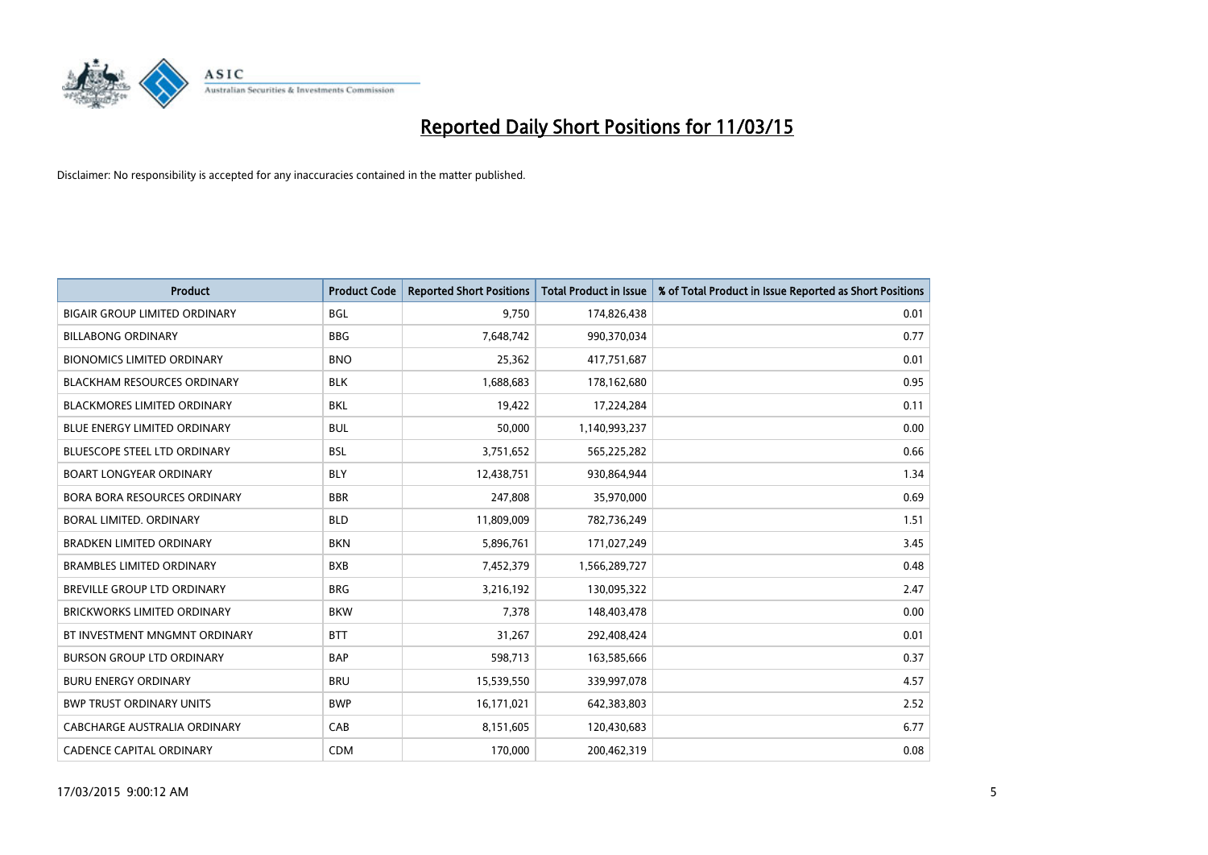# Reported Daily Short Positions for 11/03/15

Disclaimer: No responsibility is accepted for any inaccuracies contained in the matter published.

| Product | Product Code | Reported Short Positions | Total Product in Issue | % of Total Product in Issue Reported as Short Positions |
|---|---|---|---|---|
| BIGAIR GROUP LIMITED ORDINARY | BGL | 9,750 | 174,826,438 | 0.01 |
| BILLABONG ORDINARY | BBG | 7,648,742 | 990,370,034 | 0.77 |
| BIONOMICS LIMITED ORDINARY | BNO | 25,362 | 417,751,687 | 0.01 |
| BLACKHAM RESOURCES ORDINARY | BLK | 1,688,683 | 178,162,680 | 0.95 |
| BLACKMORES LIMITED ORDINARY | BKL | 19,422 | 17,224,284 | 0.11 |
| BLUE ENERGY LIMITED ORDINARY | BUL | 50,000 | 1,140,993,237 | 0.00 |
| BLUESCOPE STEEL LTD ORDINARY | BSL | 3,751,652 | 565,225,282 | 0.66 |
| BOART LONGYEAR ORDINARY | BLY | 12,438,751 | 930,864,944 | 1.34 |
| BORA BORA RESOURCES ORDINARY | BBR | 247,808 | 35,970,000 | 0.69 |
| BORAL LIMITED. ORDINARY | BLD | 11,809,009 | 782,736,249 | 1.51 |
| BRADKEN LIMITED ORDINARY | BKN | 5,896,761 | 171,027,249 | 3.45 |
| BRAMBLES LIMITED ORDINARY | BXB | 7,452,379 | 1,566,289,727 | 0.48 |
| BREVILLE GROUP LTD ORDINARY | BRG | 3,216,192 | 130,095,322 | 2.47 |
| BRICKWORKS LIMITED ORDINARY | BKW | 7,378 | 148,403,478 | 0.00 |
| BT INVESTMENT MNGMNT ORDINARY | BTT | 31,267 | 292,408,424 | 0.01 |
| BURSON GROUP LTD ORDINARY | BAP | 598,713 | 163,585,666 | 0.37 |
| BURU ENERGY ORDINARY | BRU | 15,539,550 | 339,997,078 | 4.57 |
| BWP TRUST ORDINARY UNITS | BWP | 16,171,021 | 642,383,803 | 2.52 |
| CABCHARGE AUSTRALIA ORDINARY | CAB | 8,151,605 | 120,430,683 | 6.77 |
| CADENCE CAPITAL ORDINARY | CDM | 170,000 | 200,462,319 | 0.08 |

17/03/2015 9:00:12 AM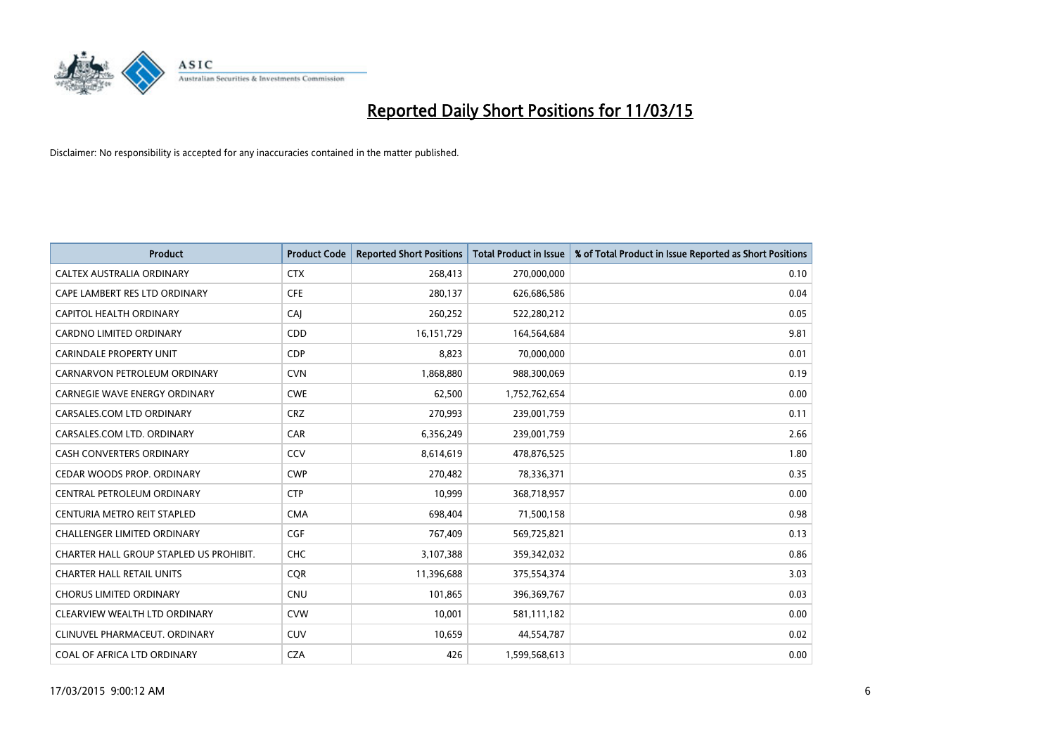# Reported Daily Short Positions for 11/03/15

Disclaimer: No responsibility is accepted for any inaccuracies contained in the matter published.

| Product | Product Code | Reported Short Positions | Total Product in Issue | % of Total Product in Issue Reported as Short Positions |
|---|---|---|---|---|
| CALTEX AUSTRALIA ORDINARY | CTX | 268,413 | 270,000,000 | 0.10 |
| CAPE LAMBERT RES LTD ORDINARY | CFE | 280,137 | 626,686,586 | 0.04 |
| CAPITOL HEALTH ORDINARY | CAJ | 260,252 | 522,280,212 | 0.05 |
| CARDNO LIMITED ORDINARY | CDD | 16,151,729 | 164,564,684 | 9.81 |
| CARINDALE PROPERTY UNIT | CDP | 8,823 | 70,000,000 | 0.01 |
| CARNARVON PETROLEUM ORDINARY | CVN | 1,868,880 | 988,300,069 | 0.19 |
| CARNEGIE WAVE ENERGY ORDINARY | CWE | 62,500 | 1,752,762,654 | 0.00 |
| CARSALES.COM LTD ORDINARY | CRZ | 270,993 | 239,001,759 | 0.11 |
| CARSALES.COM LTD. ORDINARY | CAR | 6,356,249 | 239,001,759 | 2.66 |
| CASH CONVERTERS ORDINARY | CCV | 8,614,619 | 478,876,525 | 1.80 |
| CEDAR WOODS PROP. ORDINARY | CWP | 270,482 | 78,336,371 | 0.35 |
| CENTRAL PETROLEUM ORDINARY | CTP | 10,999 | 368,718,957 | 0.00 |
| CENTURIA METRO REIT STAPLED | CMA | 698,404 | 71,500,158 | 0.98 |
| CHALLENGER LIMITED ORDINARY | CGF | 767,409 | 569,725,821 | 0.13 |
| CHARTER HALL GROUP STAPLED US PROHIBIT. | CHC | 3,107,388 | 359,342,032 | 0.86 |
| CHARTER HALL RETAIL UNITS | CQR | 11,396,688 | 375,554,374 | 3.03 |
| CHORUS LIMITED ORDINARY | CNU | 101,865 | 396,369,767 | 0.03 |
| CLEARVIEW WEALTH LTD ORDINARY | CVW | 10,001 | 581,111,182 | 0.00 |
| CLINUVEL PHARMACEUT. ORDINARY | CUV | 10,659 | 44,554,787 | 0.02 |
| COAL OF AFRICA LTD ORDINARY | CZA | 426 | 1,599,568,613 | 0.00 |

17/03/2015 9:00:12 AM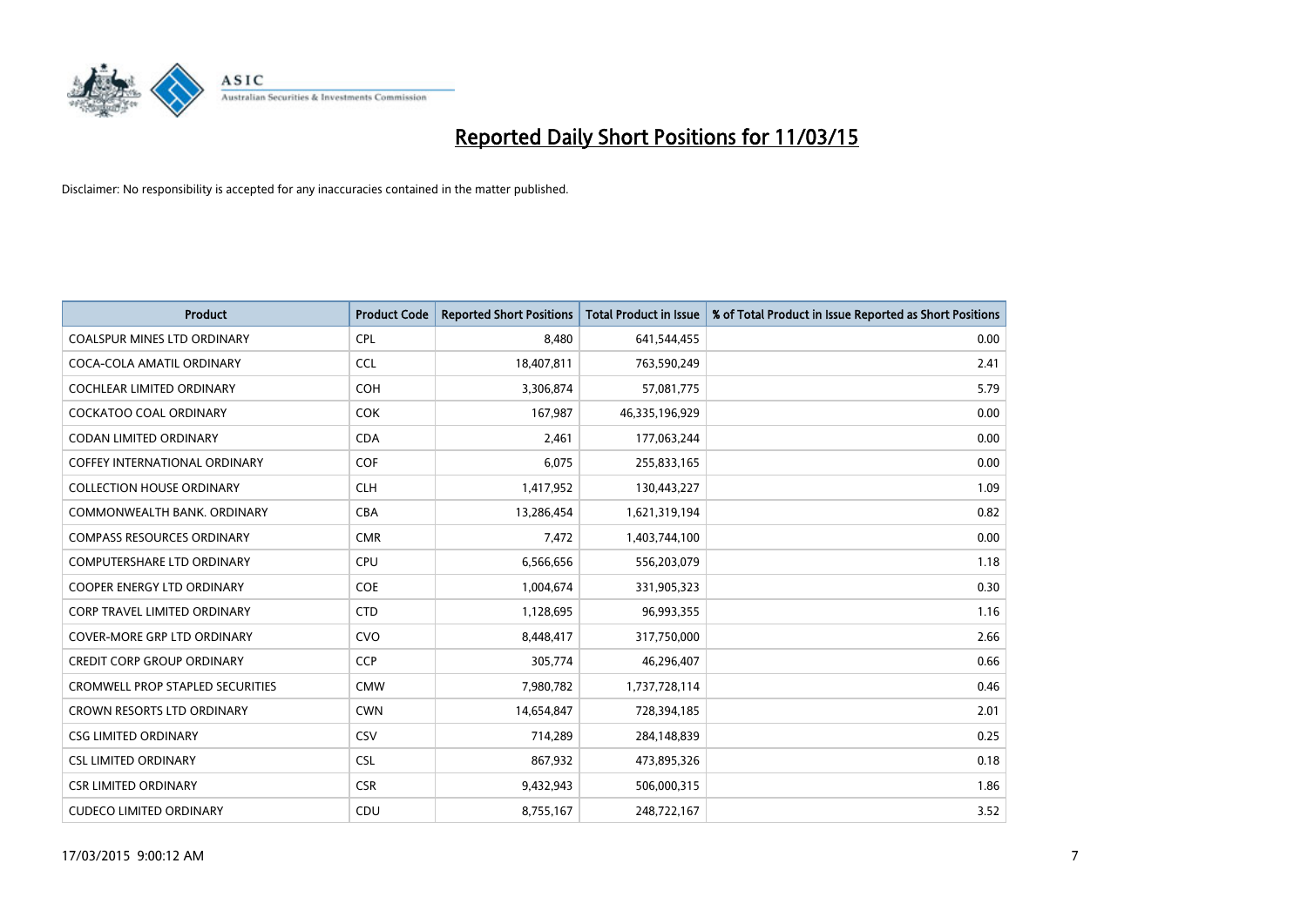# Reported Daily Short Positions for 11/03/15

Disclaimer: No responsibility is accepted for any inaccuracies contained in the matter published.

| Product | Product Code | Reported Short Positions | Total Product in Issue | % of Total Product in Issue Reported as Short Positions |
|---|---|---|---|---|
| COALSPUR MINES LTD ORDINARY | CPL | 8,480 | 641,544,455 | 0.00 |
| COCA-COLA AMATIL ORDINARY | CCL | 18,407,811 | 763,590,249 | 2.41 |
| COCHLEAR LIMITED ORDINARY | COH | 3,306,874 | 57,081,775 | 5.79 |
| COCKATOO COAL ORDINARY | COK | 167,987 | 46,335,196,929 | 0.00 |
| CODAN LIMITED ORDINARY | CDA | 2,461 | 177,063,244 | 0.00 |
| COFFEY INTERNATIONAL ORDINARY | COF | 6,075 | 255,833,165 | 0.00 |
| COLLECTION HOUSE ORDINARY | CLH | 1,417,952 | 130,443,227 | 1.09 |
| COMMONWEALTH BANK. ORDINARY | CBA | 13,286,454 | 1,621,319,194 | 0.82 |
| COMPASS RESOURCES ORDINARY | CMR | 7,472 | 1,403,744,100 | 0.00 |
| COMPUTERSHARE LTD ORDINARY | CPU | 6,566,656 | 556,203,079 | 1.18 |
| COOPER ENERGY LTD ORDINARY | COE | 1,004,674 | 331,905,323 | 0.30 |
| CORP TRAVEL LIMITED ORDINARY | CTD | 1,128,695 | 96,993,355 | 1.16 |
| COVER-MORE GRP LTD ORDINARY | CVO | 8,448,417 | 317,750,000 | 2.66 |
| CREDIT CORP GROUP ORDINARY | CCP | 305,774 | 46,296,407 | 0.66 |
| CROMWELL PROP STAPLED SECURITIES | CMW | 7,980,782 | 1,737,728,114 | 0.46 |
| CROWN RESORTS LTD ORDINARY | CWN | 14,654,847 | 728,394,185 | 2.01 |
| CSG LIMITED ORDINARY | CSV | 714,289 | 284,148,839 | 0.25 |
| CSL LIMITED ORDINARY | CSL | 867,932 | 473,895,326 | 0.18 |
| CSR LIMITED ORDINARY | CSR | 9,432,943 | 506,000,315 | 1.86 |
| CUDECO LIMITED ORDINARY | CDU | 8,755,167 | 248,722,167 | 3.52 |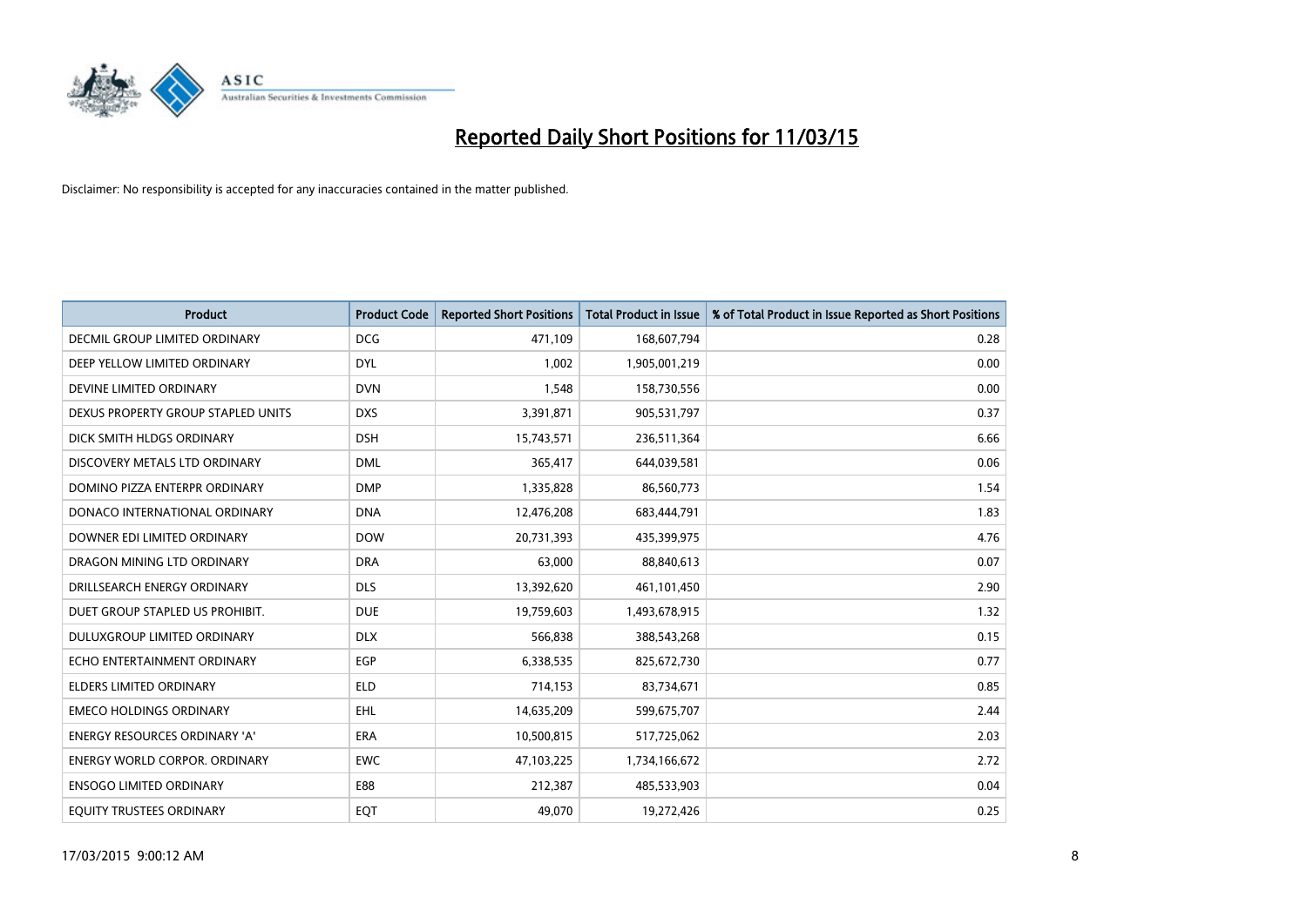# Reported Daily Short Positions for 11/03/15

Disclaimer: No responsibility is accepted for any inaccuracies contained in the matter published.

| Product | Product Code | Reported Short Positions | Total Product in Issue | % of Total Product in Issue Reported as Short Positions |
|---|---|---|---|---|
| DECMIL GROUP LIMITED ORDINARY | DCG | 471,109 | 168,607,794 | 0.28 |
| DEEP YELLOW LIMITED ORDINARY | DYL | 1,002 | 1,905,001,219 | 0.00 |
| DEVINE LIMITED ORDINARY | DVN | 1,548 | 158,730,556 | 0.00 |
| DEXUS PROPERTY GROUP STAPLED UNITS | DXS | 3,391,871 | 905,531,797 | 0.37 |
| DICK SMITH HLDGS ORDINARY | DSH | 15,743,571 | 236,511,364 | 6.66 |
| DISCOVERY METALS LTD ORDINARY | DML | 365,417 | 644,039,581 | 0.06 |
| DOMINO PIZZA ENTERPR ORDINARY | DMP | 1,335,828 | 86,560,773 | 1.54 |
| DONACO INTERNATIONAL ORDINARY | DNA | 12,476,208 | 683,444,791 | 1.83 |
| DOWNER EDI LIMITED ORDINARY | DOW | 20,731,393 | 435,399,975 | 4.76 |
| DRAGON MINING LTD ORDINARY | DRA | 63,000 | 88,840,613 | 0.07 |
| DRILLSEARCH ENERGY ORDINARY | DLS | 13,392,620 | 461,101,450 | 2.90 |
| DUET GROUP STAPLED US PROHIBIT. | DUE | 19,759,603 | 1,493,678,915 | 1.32 |
| DULUXGROUP LIMITED ORDINARY | DLX | 566,838 | 388,543,268 | 0.15 |
| ECHO ENTERTAINMENT ORDINARY | EGP | 6,338,535 | 825,672,730 | 0.77 |
| ELDERS LIMITED ORDINARY | ELD | 714,153 | 83,734,671 | 0.85 |
| EMECO HOLDINGS ORDINARY | EHL | 14,635,209 | 599,675,707 | 2.44 |
| ENERGY RESOURCES ORDINARY 'A' | ERA | 10,500,815 | 517,725,062 | 2.03 |
| ENERGY WORLD CORPOR. ORDINARY | EWC | 47,103,225 | 1,734,166,672 | 2.72 |
| ENSOGO LIMITED ORDINARY | E88 | 212,387 | 485,533,903 | 0.04 |
| EQUITY TRUSTEES ORDINARY | EQT | 49,070 | 19,272,426 | 0.25 |

17/03/2015 9:00:12 AM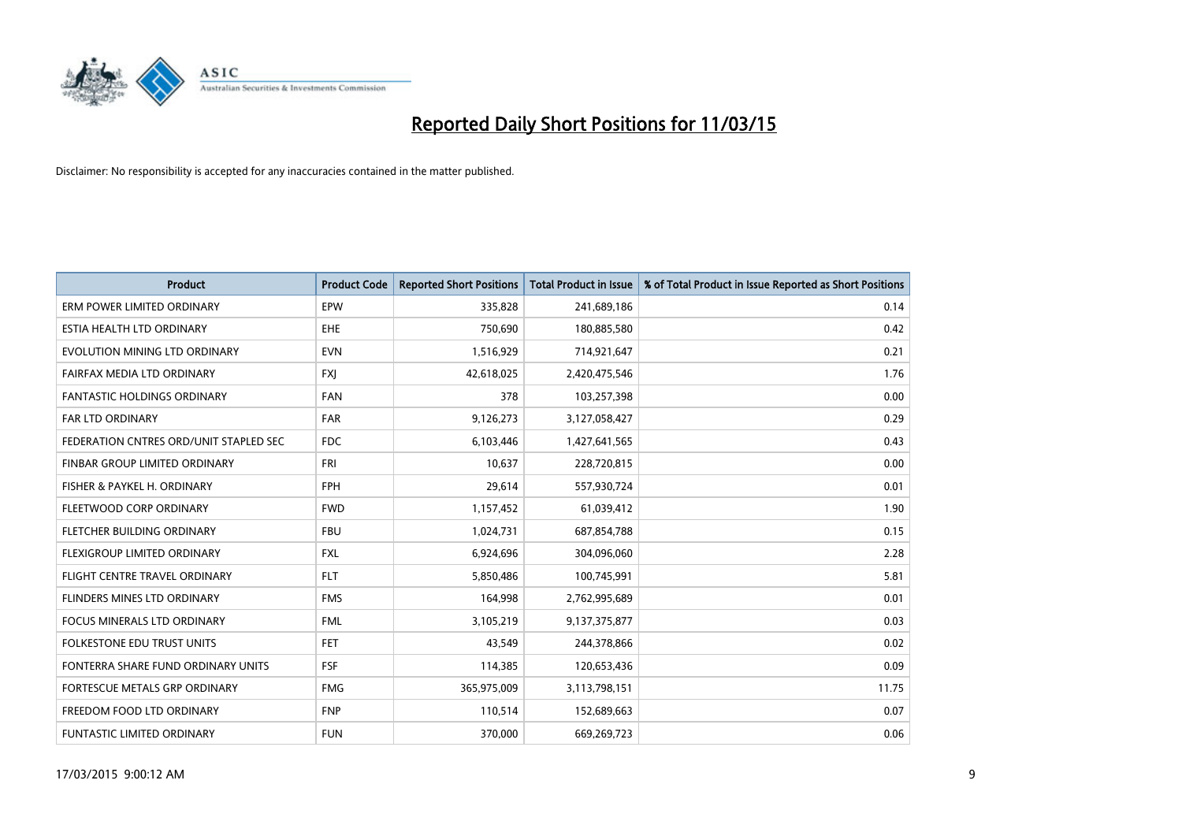# Reported Daily Short Positions for 11/03/15

Disclaimer: No responsibility is accepted for any inaccuracies contained in the matter published.

| Product | Product Code | Reported Short Positions | Total Product in Issue | % of Total Product in Issue Reported as Short Positions |
|---|---|---|---|---|
| ERM POWER LIMITED ORDINARY | EPW | 335,828 | 241,689,186 | 0.14 |
| ESTIA HEALTH LTD ORDINARY | EHE | 750,690 | 180,885,580 | 0.42 |
| EVOLUTION MINING LTD ORDINARY | EVN | 1,516,929 | 714,921,647 | 0.21 |
| FAIRFAX MEDIA LTD ORDINARY | FXJ | 42,618,025 | 2,420,475,546 | 1.76 |
| FANTASTIC HOLDINGS ORDINARY | FAN | 378 | 103,257,398 | 0.00 |
| FAR LTD ORDINARY | FAR | 9,126,273 | 3,127,058,427 | 0.29 |
| FEDERATION CNTRES ORD/UNIT STAPLED SEC | FDC | 6,103,446 | 1,427,641,565 | 0.43 |
| FINBAR GROUP LIMITED ORDINARY | FRI | 10,637 | 228,720,815 | 0.00 |
| FISHER & PAYKEL H. ORDINARY | FPH | 29,614 | 557,930,724 | 0.01 |
| FLEETWOOD CORP ORDINARY | FWD | 1,157,452 | 61,039,412 | 1.90 |
| FLETCHER BUILDING ORDINARY | FBU | 1,024,731 | 687,854,788 | 0.15 |
| FLEXIGROUP LIMITED ORDINARY | FXL | 6,924,696 | 304,096,060 | 2.28 |
| FLIGHT CENTRE TRAVEL ORDINARY | FLT | 5,850,486 | 100,745,991 | 5.81 |
| FLINDERS MINES LTD ORDINARY | FMS | 164,998 | 2,762,995,689 | 0.01 |
| FOCUS MINERALS LTD ORDINARY | FML | 3,105,219 | 9,137,375,877 | 0.03 |
| FOLKESTONE EDU TRUST UNITS | FET | 43,549 | 244,378,866 | 0.02 |
| FONTERRA SHARE FUND ORDINARY UNITS | FSF | 114,385 | 120,653,436 | 0.09 |
| FORTESCUE METALS GRP ORDINARY | FMG | 365,975,009 | 3,113,798,151 | 11.75 |
| FREEDOM FOOD LTD ORDINARY | FNP | 110,514 | 152,689,663 | 0.07 |
| FUNTASTIC LIMITED ORDINARY | FUN | 370,000 | 669,269,723 | 0.06 |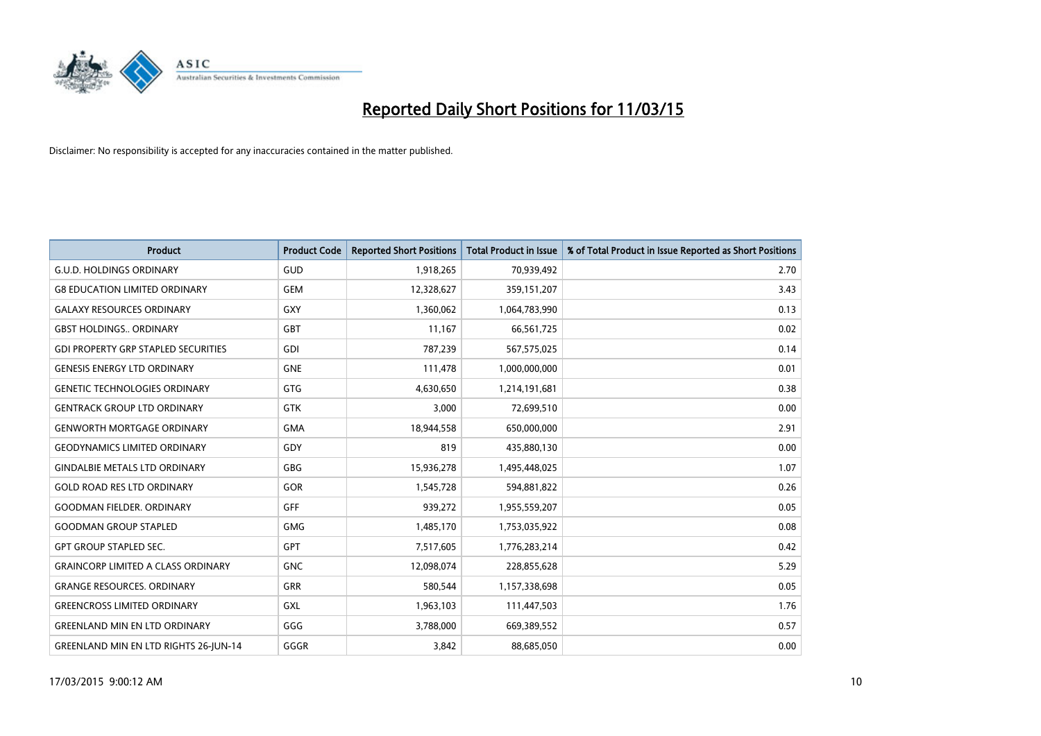# Reported Daily Short Positions for 11/03/15

Disclaimer: No responsibility is accepted for any inaccuracies contained in the matter published.

| Product | Product Code | Reported Short Positions | Total Product in Issue | % of Total Product in Issue Reported as Short Positions |
|---|---|---|---|---|
| G.U.D. HOLDINGS ORDINARY | GUD | 1,918,265 | 70,939,492 | 2.70 |
| G8 EDUCATION LIMITED ORDINARY | GEM | 12,328,627 | 359,151,207 | 3.43 |
| GALAXY RESOURCES ORDINARY | GXY | 1,360,062 | 1,064,783,990 | 0.13 |
| GBST HOLDINGS.. ORDINARY | GBT | 11,167 | 66,561,725 | 0.02 |
| GDI PROPERTY GRP STAPLED SECURITIES | GDI | 787,239 | 567,575,025 | 0.14 |
| GENESIS ENERGY LTD ORDINARY | GNE | 111,478 | 1,000,000,000 | 0.01 |
| GENETIC TECHNOLOGIES ORDINARY | GTG | 4,630,650 | 1,214,191,681 | 0.38 |
| GENTRACK GROUP LTD ORDINARY | GTK | 3,000 | 72,699,510 | 0.00 |
| GENWORTH MORTGAGE ORDINARY | GMA | 18,944,558 | 650,000,000 | 2.91 |
| GEODYNAMICS LIMITED ORDINARY | GDY | 819 | 435,880,130 | 0.00 |
| GINDALBIE METALS LTD ORDINARY | GBG | 15,936,278 | 1,495,448,025 | 1.07 |
| GOLD ROAD RES LTD ORDINARY | GOR | 1,545,728 | 594,881,822 | 0.26 |
| GOODMAN FIELDER. ORDINARY | GFF | 939,272 | 1,955,559,207 | 0.05 |
| GOODMAN GROUP STAPLED | GMG | 1,485,170 | 1,753,035,922 | 0.08 |
| GPT GROUP STAPLED SEC. | GPT | 7,517,605 | 1,776,283,214 | 0.42 |
| GRAINCORP LIMITED A CLASS ORDINARY | GNC | 12,098,074 | 228,855,628 | 5.29 |
| GRANGE RESOURCES. ORDINARY | GRR | 580,544 | 1,157,338,698 | 0.05 |
| GREENCROSS LIMITED ORDINARY | GXL | 1,963,103 | 111,447,503 | 1.76 |
| GREENLAND MIN EN LTD ORDINARY | GGG | 3,788,000 | 669,389,552 | 0.57 |
| GREENLAND MIN EN LTD RIGHTS 26-JUN-14 | GGGR | 3,842 | 88,685,050 | 0.00 |

17/03/2015 9:00:12 AM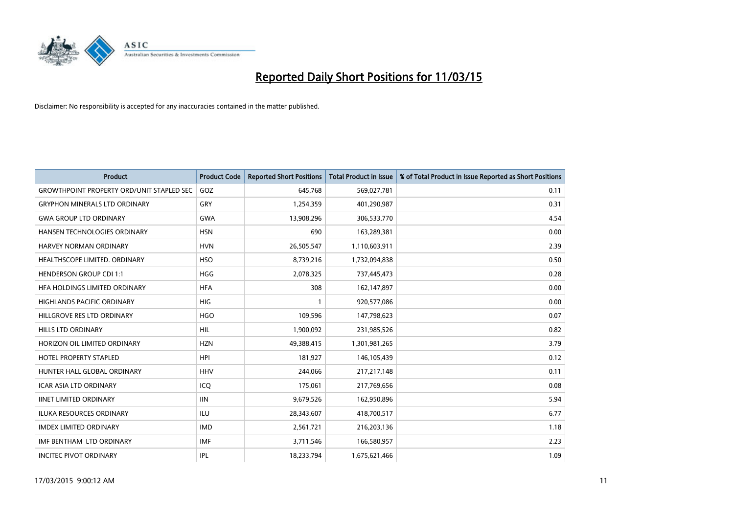# Reported Daily Short Positions for 11/03/15

Disclaimer: No responsibility is accepted for any inaccuracies contained in the matter published.

| Product | Product Code | Reported Short Positions | Total Product in Issue | % of Total Product in Issue Reported as Short Positions |
|---|---|---|---|---|
| GROWTHPOINT PROPERTY ORD/UNIT STAPLED SEC | GOZ | 645,768 | 569,027,781 | 0.11 |
| GRYPHON MINERALS LTD ORDINARY | GRY | 1,254,359 | 401,290,987 | 0.31 |
| GWA GROUP LTD ORDINARY | GWA | 13,908,296 | 306,533,770 | 4.54 |
| HANSEN TECHNOLOGIES ORDINARY | HSN | 690 | 163,289,381 | 0.00 |
| HARVEY NORMAN ORDINARY | HVN | 26,505,547 | 1,110,603,911 | 2.39 |
| HEALTHSCOPE LIMITED. ORDINARY | HSO | 8,739,216 | 1,732,094,838 | 0.50 |
| HENDERSON GROUP CDI 1:1 | HGG | 2,078,325 | 737,445,473 | 0.28 |
| HFA HOLDINGS LIMITED ORDINARY | HFA | 308 | 162,147,897 | 0.00 |
| HIGHLANDS PACIFIC ORDINARY | HIG | 1 | 920,577,086 | 0.00 |
| HILLGROVE RES LTD ORDINARY | HGO | 109,596 | 147,798,623 | 0.07 |
| HILLS LTD ORDINARY | HIL | 1,900,092 | 231,985,526 | 0.82 |
| HORIZON OIL LIMITED ORDINARY | HZN | 49,388,415 | 1,301,981,265 | 3.79 |
| HOTEL PROPERTY STAPLED | HPI | 181,927 | 146,105,439 | 0.12 |
| HUNTER HALL GLOBAL ORDINARY | HHV | 244,066 | 217,217,148 | 0.11 |
| ICAR ASIA LTD ORDINARY | ICQ | 175,061 | 217,769,656 | 0.08 |
| IINET LIMITED ORDINARY | IIN | 9,679,526 | 162,950,896 | 5.94 |
| ILUKA RESOURCES ORDINARY | ILU | 28,343,607 | 418,700,517 | 6.77 |
| IMDEX LIMITED ORDINARY | IMD | 2,561,721 | 216,203,136 | 1.18 |
| IMF BENTHAM LTD ORDINARY | IMF | 3,711,546 | 166,580,957 | 2.23 |
| INCITEC PIVOT ORDINARY | IPL | 18,233,794 | 1,675,621,466 | 1.09 |

17/03/2015 9:00:12 AM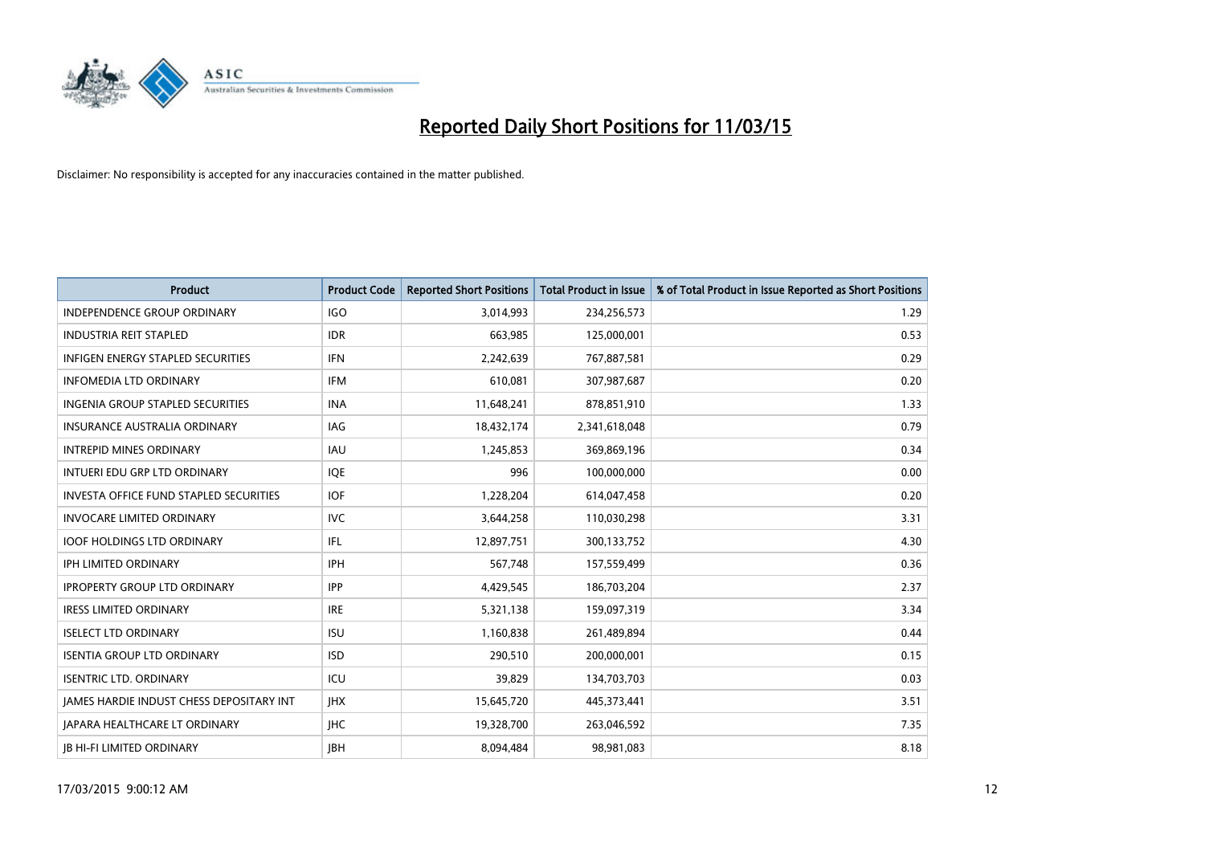# Reported Daily Short Positions for 11/03/15

Disclaimer: No responsibility is accepted for any inaccuracies contained in the matter published.

| Product | Product Code | Reported Short Positions | Total Product in Issue | % of Total Product in Issue Reported as Short Positions |
|---|---|---|---|---|
| INDEPENDENCE GROUP ORDINARY | IGO | 3,014,993 | 234,256,573 | 1.29 |
| INDUSTRIA REIT STAPLED | IDR | 663,985 | 125,000,001 | 0.53 |
| INFIGEN ENERGY STAPLED SECURITIES | IFN | 2,242,639 | 767,887,581 | 0.29 |
| INFOMEDIA LTD ORDINARY | IFM | 610,081 | 307,987,687 | 0.20 |
| INGENIA GROUP STAPLED SECURITIES | INA | 11,648,241 | 878,851,910 | 1.33 |
| INSURANCE AUSTRALIA ORDINARY | IAG | 18,432,174 | 2,341,618,048 | 0.79 |
| INTREPID MINES ORDINARY | IAU | 1,245,853 | 369,869,196 | 0.34 |
| INTUERI EDU GRP LTD ORDINARY | IQE | 996 | 100,000,000 | 0.00 |
| INVESTA OFFICE FUND STAPLED SECURITIES | IOF | 1,228,204 | 614,047,458 | 0.20 |
| INVOCARE LIMITED ORDINARY | IVC | 3,644,258 | 110,030,298 | 3.31 |
| IOOF HOLDINGS LTD ORDINARY | IFL | 12,897,751 | 300,133,752 | 4.30 |
| IPH LIMITED ORDINARY | IPH | 567,748 | 157,559,499 | 0.36 |
| IPROPERTY GROUP LTD ORDINARY | IPP | 4,429,545 | 186,703,204 | 2.37 |
| IRESS LIMITED ORDINARY | IRE | 5,321,138 | 159,097,319 | 3.34 |
| ISELECT LTD ORDINARY | ISU | 1,160,838 | 261,489,894 | 0.44 |
| ISENTIA GROUP LTD ORDINARY | ISD | 290,510 | 200,000,001 | 0.15 |
| ISENTRIC LTD. ORDINARY | ICU | 39,829 | 134,703,703 | 0.03 |
| JAMES HARDIE INDUST CHESS DEPOSITARY INT | JHX | 15,645,720 | 445,373,441 | 3.51 |
| JAPARA HEALTHCARE LT ORDINARY | JHC | 19,328,700 | 263,046,592 | 7.35 |
| JB HI-FI LIMITED ORDINARY | JBH | 8,094,484 | 98,981,083 | 8.18 |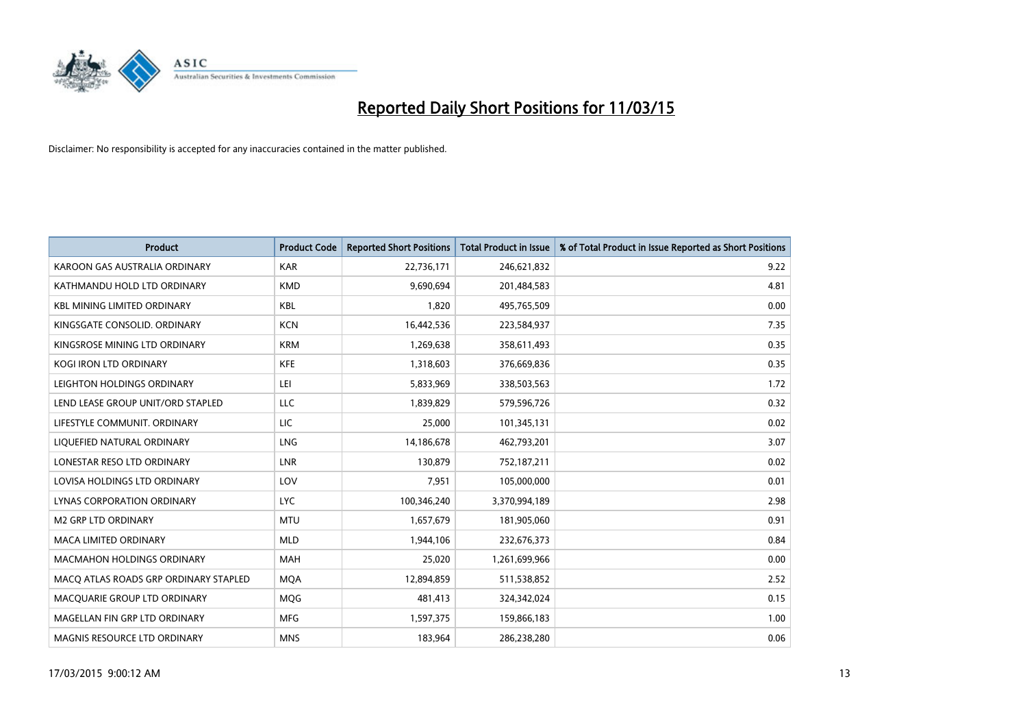# Reported Daily Short Positions for 11/03/15

Disclaimer: No responsibility is accepted for any inaccuracies contained in the matter published.

| Product | Product Code | Reported Short Positions | Total Product in Issue | % of Total Product in Issue Reported as Short Positions |
|---|---|---|---|---|
| KAROON GAS AUSTRALIA ORDINARY | KAR | 22,736,171 | 246,621,832 | 9.22 |
| KATHMANDU HOLD LTD ORDINARY | KMD | 9,690,694 | 201,484,583 | 4.81 |
| KBL MINING LIMITED ORDINARY | KBL | 1,820 | 495,765,509 | 0.00 |
| KINGSGATE CONSOLID. ORDINARY | KCN | 16,442,536 | 223,584,937 | 7.35 |
| KINGSROSE MINING LTD ORDINARY | KRM | 1,269,638 | 358,611,493 | 0.35 |
| KOGI IRON LTD ORDINARY | KFE | 1,318,603 | 376,669,836 | 0.35 |
| LEIGHTON HOLDINGS ORDINARY | LEI | 5,833,969 | 338,503,563 | 1.72 |
| LEND LEASE GROUP UNIT/ORD STAPLED | LLC | 1,839,829 | 579,596,726 | 0.32 |
| LIFESTYLE COMMUNIT. ORDINARY | LIC | 25,000 | 101,345,131 | 0.02 |
| LIQUEFIED NATURAL ORDINARY | LNG | 14,186,678 | 462,793,201 | 3.07 |
| LONESTAR RESO LTD ORDINARY | LNR | 130,879 | 752,187,211 | 0.02 |
| LOVISA HOLDINGS LTD ORDINARY | LOV | 7,951 | 105,000,000 | 0.01 |
| LYNAS CORPORATION ORDINARY | LYC | 100,346,240 | 3,370,994,189 | 2.98 |
| M2 GRP LTD ORDINARY | MTU | 1,657,679 | 181,905,060 | 0.91 |
| MACA LIMITED ORDINARY | MLD | 1,944,106 | 232,676,373 | 0.84 |
| MACMAHON HOLDINGS ORDINARY | MAH | 25,020 | 1,261,699,966 | 0.00 |
| MACQ ATLAS ROADS GRP ORDINARY STAPLED | MQA | 12,894,859 | 511,538,852 | 2.52 |
| MACQUARIE GROUP LTD ORDINARY | MQG | 481,413 | 324,342,024 | 0.15 |
| MAGELLAN FIN GRP LTD ORDINARY | MFG | 1,597,375 | 159,866,183 | 1.00 |
| MAGNIS RESOURCE LTD ORDINARY | MNS | 183,964 | 286,238,280 | 0.06 |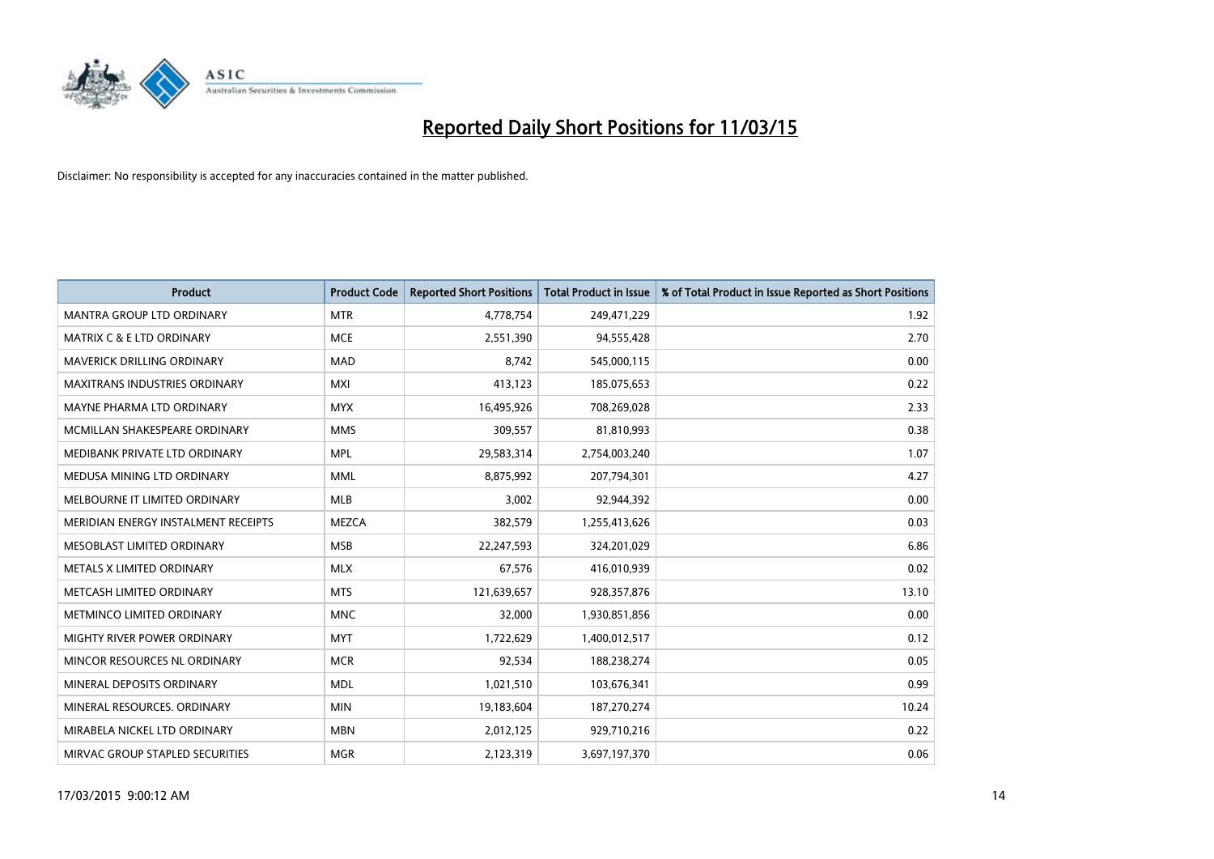# Reported Daily Short Positions for 11/03/15

Disclaimer: No responsibility is accepted for any inaccuracies contained in the matter published.

| Product | Product Code | Reported Short Positions | Total Product in Issue | % of Total Product in Issue Reported as Short Positions |
|---|---|---|---|---|
| MANTRA GROUP LTD ORDINARY | MTR | 4,778,754 | 249,471,229 | 1.92 |
| MATRIX C & E LTD ORDINARY | MCE | 2,551,390 | 94,555,428 | 2.70 |
| MAVERICK DRILLING ORDINARY | MAD | 8,742 | 545,000,115 | 0.00 |
| MAXITRANS INDUSTRIES ORDINARY | MXI | 413,123 | 185,075,653 | 0.22 |
| MAYNE PHARMA LTD ORDINARY | MYX | 16,495,926 | 708,269,028 | 2.33 |
| MCMILLAN SHAKESPEARE ORDINARY | MMS | 309,557 | 81,810,993 | 0.38 |
| MEDIBANK PRIVATE LTD ORDINARY | MPL | 29,583,314 | 2,754,003,240 | 1.07 |
| MEDUSA MINING LTD ORDINARY | MML | 8,875,992 | 207,794,301 | 4.27 |
| MELBOURNE IT LIMITED ORDINARY | MLB | 3,002 | 92,944,392 | 0.00 |
| MERIDIAN ENERGY INSTALMENT RECEIPTS | MEZCA | 382,579 | 1,255,413,626 | 0.03 |
| MESOBLAST LIMITED ORDINARY | MSB | 22,247,593 | 324,201,029 | 6.86 |
| METALS X LIMITED ORDINARY | MLX | 67,576 | 416,010,939 | 0.02 |
| METCASH LIMITED ORDINARY | MTS | 121,639,657 | 928,357,876 | 13.10 |
| METMINCO LIMITED ORDINARY | MNC | 32,000 | 1,930,851,856 | 0.00 |
| MIGHTY RIVER POWER ORDINARY | MYT | 1,722,629 | 1,400,012,517 | 0.12 |
| MINCOR RESOURCES NL ORDINARY | MCR | 92,534 | 188,238,274 | 0.05 |
| MINERAL DEPOSITS ORDINARY | MDL | 1,021,510 | 103,676,341 | 0.99 |
| MINERAL RESOURCES. ORDINARY | MIN | 19,183,604 | 187,270,274 | 10.24 |
| MIRABELA NICKEL LTD ORDINARY | MBN | 2,012,125 | 929,710,216 | 0.22 |
| MIRVAC GROUP STAPLED SECURITIES | MGR | 2,123,319 | 3,697,197,370 | 0.06 |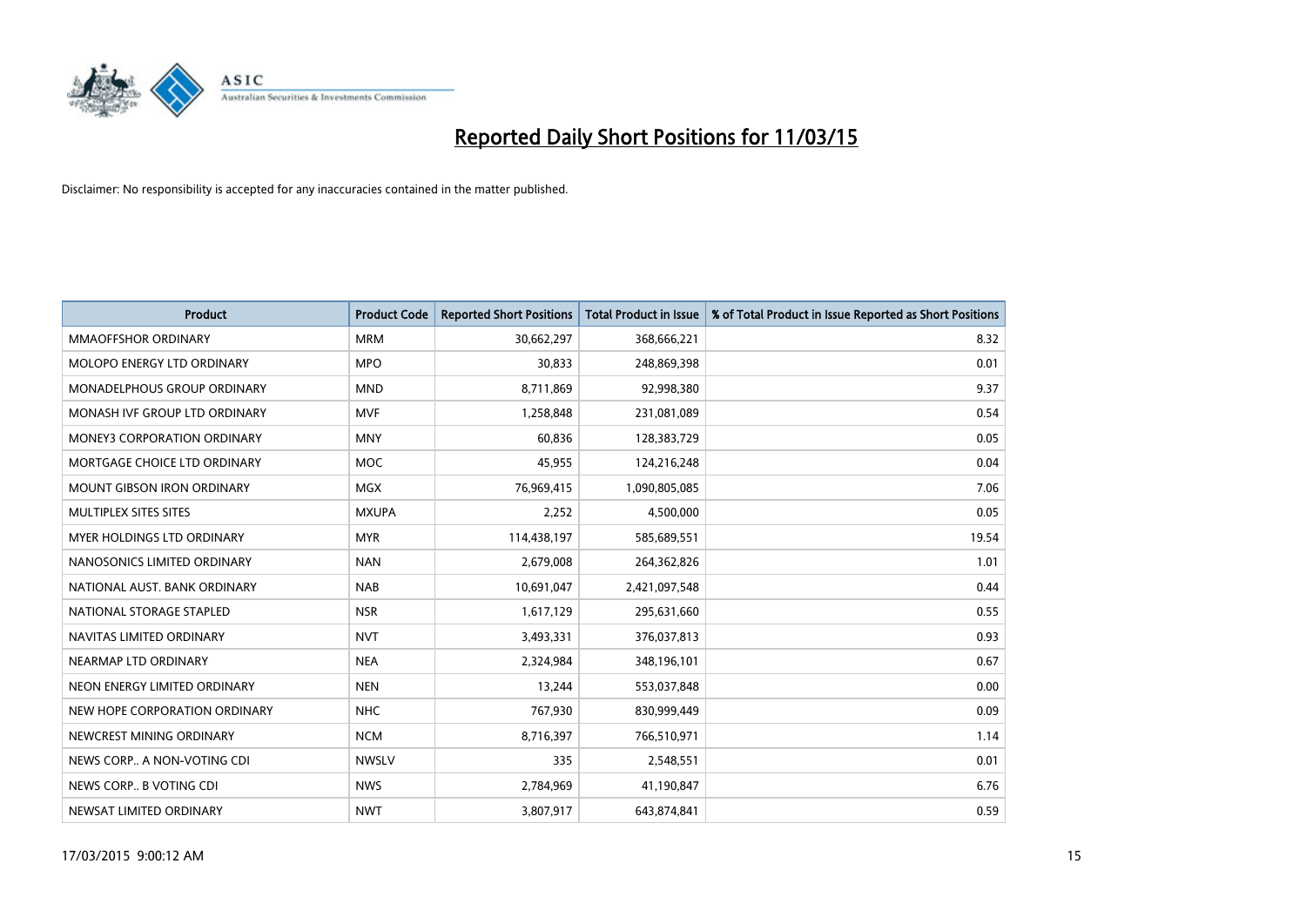# Reported Daily Short Positions for 11/03/15

Disclaimer: No responsibility is accepted for any inaccuracies contained in the matter published.

| Product | Product Code | Reported Short Positions | Total Product in Issue | % of Total Product in Issue Reported as Short Positions |
|---|---|---|---|---|
| MMAOFFSHOR ORDINARY | MRM | 30,662,297 | 368,666,221 | 8.32 |
| MOLOPO ENERGY LTD ORDINARY | MPO | 30,833 | 248,869,398 | 0.01 |
| MONADELPHOUS GROUP ORDINARY | MND | 8,711,869 | 92,998,380 | 9.37 |
| MONASH IVF GROUP LTD ORDINARY | MVF | 1,258,848 | 231,081,089 | 0.54 |
| MONEY3 CORPORATION ORDINARY | MNY | 60,836 | 128,383,729 | 0.05 |
| MORTGAGE CHOICE LTD ORDINARY | MOC | 45,955 | 124,216,248 | 0.04 |
| MOUNT GIBSON IRON ORDINARY | MGX | 76,969,415 | 1,090,805,085 | 7.06 |
| MULTIPLEX SITES SITES | MXUPA | 2,252 | 4,500,000 | 0.05 |
| MYER HOLDINGS LTD ORDINARY | MYR | 114,438,197 | 585,689,551 | 19.54 |
| NANOSONICS LIMITED ORDINARY | NAN | 2,679,008 | 264,362,826 | 1.01 |
| NATIONAL AUST. BANK ORDINARY | NAB | 10,691,047 | 2,421,097,548 | 0.44 |
| NATIONAL STORAGE STAPLED | NSR | 1,617,129 | 295,631,660 | 0.55 |
| NAVITAS LIMITED ORDINARY | NVT | 3,493,331 | 376,037,813 | 0.93 |
| NEARMAP LTD ORDINARY | NEA | 2,324,984 | 348,196,101 | 0.67 |
| NEON ENERGY LIMITED ORDINARY | NEN | 13,244 | 553,037,848 | 0.00 |
| NEW HOPE CORPORATION ORDINARY | NHC | 767,930 | 830,999,449 | 0.09 |
| NEWCREST MINING ORDINARY | NCM | 8,716,397 | 766,510,971 | 1.14 |
| NEWS CORP.. A NON-VOTING CDI | NWSLV | 335 | 2,548,551 | 0.01 |
| NEWS CORP.. B VOTING CDI | NWS | 2,784,969 | 41,190,847 | 6.76 |
| NEWSAT LIMITED ORDINARY | NWT | 3,807,917 | 643,874,841 | 0.59 |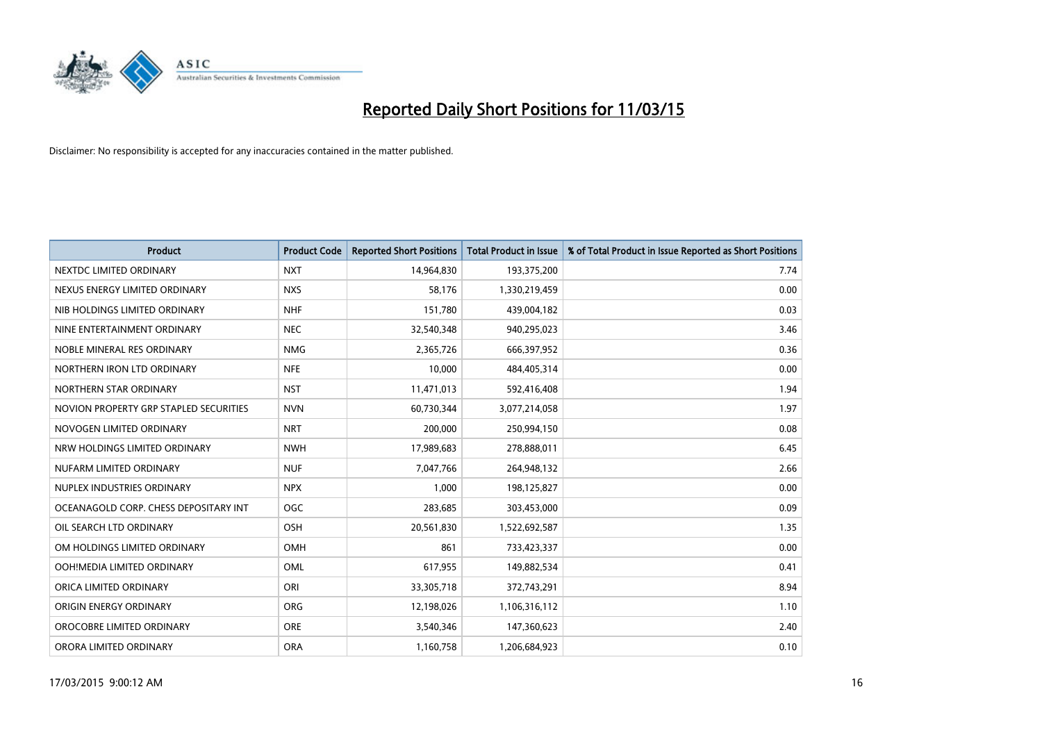# Reported Daily Short Positions for 11/03/15

Disclaimer: No responsibility is accepted for any inaccuracies contained in the matter published.

| Product | Product Code | Reported Short Positions | Total Product in Issue | % of Total Product in Issue Reported as Short Positions |
|---|---|---|---|---|
| NEXTDC LIMITED ORDINARY | NXT | 14,964,830 | 193,375,200 | 7.74 |
| NEXUS ENERGY LIMITED ORDINARY | NXS | 58,176 | 1,330,219,459 | 0.00 |
| NIB HOLDINGS LIMITED ORDINARY | NHF | 151,780 | 439,004,182 | 0.03 |
| NINE ENTERTAINMENT ORDINARY | NEC | 32,540,348 | 940,295,023 | 3.46 |
| NOBLE MINERAL RES ORDINARY | NMG | 2,365,726 | 666,397,952 | 0.36 |
| NORTHERN IRON LTD ORDINARY | NFE | 10,000 | 484,405,314 | 0.00 |
| NORTHERN STAR ORDINARY | NST | 11,471,013 | 592,416,408 | 1.94 |
| NOVION PROPERTY GRP STAPLED SECURITIES | NVN | 60,730,344 | 3,077,214,058 | 1.97 |
| NOVOGEN LIMITED ORDINARY | NRT | 200,000 | 250,994,150 | 0.08 |
| NRW HOLDINGS LIMITED ORDINARY | NWH | 17,989,683 | 278,888,011 | 6.45 |
| NUFARM LIMITED ORDINARY | NUF | 7,047,766 | 264,948,132 | 2.66 |
| NUPLEX INDUSTRIES ORDINARY | NPX | 1,000 | 198,125,827 | 0.00 |
| OCEANAGOLD CORP. CHESS DEPOSITARY INT | OGC | 283,685 | 303,453,000 | 0.09 |
| OIL SEARCH LTD ORDINARY | OSH | 20,561,830 | 1,522,692,587 | 1.35 |
| OM HOLDINGS LIMITED ORDINARY | OMH | 861 | 733,423,337 | 0.00 |
| OOH!MEDIA LIMITED ORDINARY | OML | 617,955 | 149,882,534 | 0.41 |
| ORICA LIMITED ORDINARY | ORI | 33,305,718 | 372,743,291 | 8.94 |
| ORIGIN ENERGY ORDINARY | ORG | 12,198,026 | 1,106,316,112 | 1.10 |
| OROCOBRE LIMITED ORDINARY | ORE | 3,540,346 | 147,360,623 | 2.40 |
| ORORA LIMITED ORDINARY | ORA | 1,160,758 | 1,206,684,923 | 0.10 |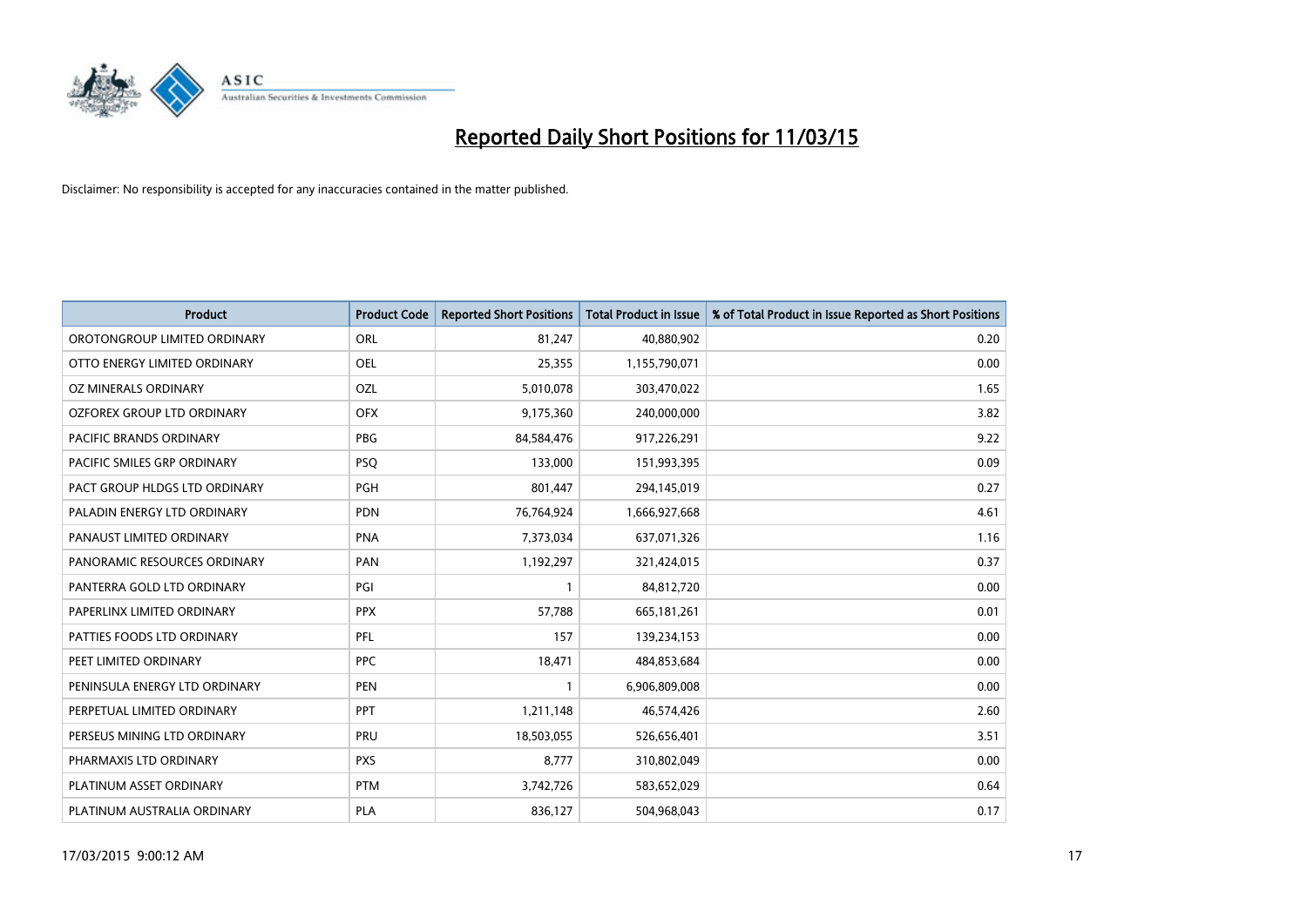# Reported Daily Short Positions for 11/03/15

Disclaimer: No responsibility is accepted for any inaccuracies contained in the matter published.

| Product | Product Code | Reported Short Positions | Total Product in Issue | % of Total Product in Issue Reported as Short Positions |
|---|---|---|---|---|
| OROTONGROUP LIMITED ORDINARY | ORL | 81,247 | 40,880,902 | 0.20 |
| OTTO ENERGY LIMITED ORDINARY | OEL | 25,355 | 1,155,790,071 | 0.00 |
| OZ MINERALS ORDINARY | OZL | 5,010,078 | 303,470,022 | 1.65 |
| OZFOREX GROUP LTD ORDINARY | OFX | 9,175,360 | 240,000,000 | 3.82 |
| PACIFIC BRANDS ORDINARY | PBG | 84,584,476 | 917,226,291 | 9.22 |
| PACIFIC SMILES GRP ORDINARY | PSQ | 133,000 | 151,993,395 | 0.09 |
| PACT GROUP HLDGS LTD ORDINARY | PGH | 801,447 | 294,145,019 | 0.27 |
| PALADIN ENERGY LTD ORDINARY | PDN | 76,764,924 | 1,666,927,668 | 4.61 |
| PANAUST LIMITED ORDINARY | PNA | 7,373,034 | 637,071,326 | 1.16 |
| PANORAMIC RESOURCES ORDINARY | PAN | 1,192,297 | 321,424,015 | 0.37 |
| PANTERRA GOLD LTD ORDINARY | PGI | 1 | 84,812,720 | 0.00 |
| PAPERLINX LIMITED ORDINARY | PPX | 57,788 | 665,181,261 | 0.01 |
| PATTIES FOODS LTD ORDINARY | PFL | 157 | 139,234,153 | 0.00 |
| PEET LIMITED ORDINARY | PPC | 18,471 | 484,853,684 | 0.00 |
| PENINSULA ENERGY LTD ORDINARY | PEN | 1 | 6,906,809,008 | 0.00 |
| PERPETUAL LIMITED ORDINARY | PPT | 1,211,148 | 46,574,426 | 2.60 |
| PERSEUS MINING LTD ORDINARY | PRU | 18,503,055 | 526,656,401 | 3.51 |
| PHARMAXIS LTD ORDINARY | PXS | 8,777 | 310,802,049 | 0.00 |
| PLATINUM ASSET ORDINARY | PTM | 3,742,726 | 583,652,029 | 0.64 |
| PLATINUM AUSTRALIA ORDINARY | PLA | 836,127 | 504,968,043 | 0.17 |

17/03/2015 9:00:12 AM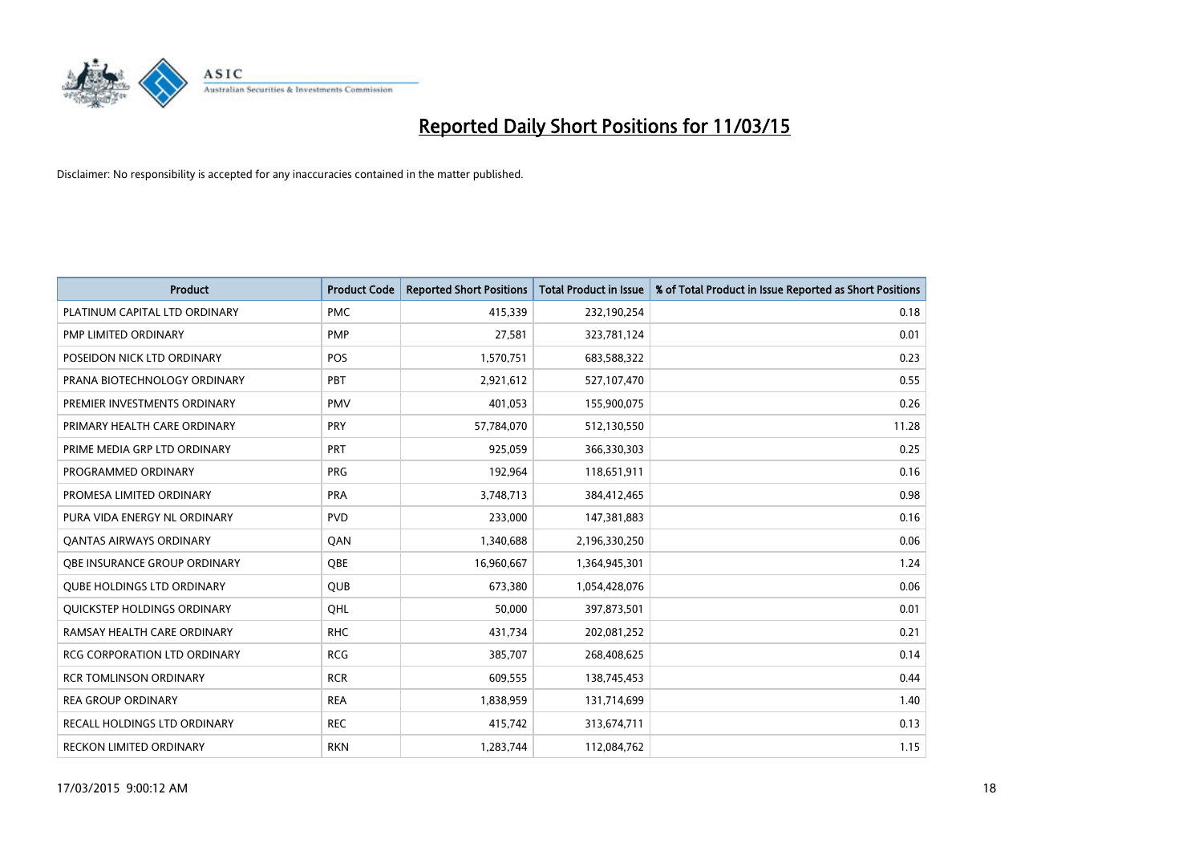# Reported Daily Short Positions for 11/03/15

Disclaimer: No responsibility is accepted for any inaccuracies contained in the matter published.

| Product | Product Code | Reported Short Positions | Total Product in Issue | % of Total Product in Issue Reported as Short Positions |
|---|---|---|---|---|
| PLATINUM CAPITAL LTD ORDINARY | PMC | 415,339 | 232,190,254 | 0.18 |
| PMP LIMITED ORDINARY | PMP | 27,581 | 323,781,124 | 0.01 |
| POSEIDON NICK LTD ORDINARY | POS | 1,570,751 | 683,588,322 | 0.23 |
| PRANA BIOTECHNOLOGY ORDINARY | PBT | 2,921,612 | 527,107,470 | 0.55 |
| PREMIER INVESTMENTS ORDINARY | PMV | 401,053 | 155,900,075 | 0.26 |
| PRIMARY HEALTH CARE ORDINARY | PRY | 57,784,070 | 512,130,550 | 11.28 |
| PRIME MEDIA GRP LTD ORDINARY | PRT | 925,059 | 366,330,303 | 0.25 |
| PROGRAMMED ORDINARY | PRG | 192,964 | 118,651,911 | 0.16 |
| PROMESA LIMITED ORDINARY | PRA | 3,748,713 | 384,412,465 | 0.98 |
| PURA VIDA ENERGY NL ORDINARY | PVD | 233,000 | 147,381,883 | 0.16 |
| QANTAS AIRWAYS ORDINARY | QAN | 1,340,688 | 2,196,330,250 | 0.06 |
| QBE INSURANCE GROUP ORDINARY | QBE | 16,960,667 | 1,364,945,301 | 1.24 |
| QUBE HOLDINGS LTD ORDINARY | QUB | 673,380 | 1,054,428,076 | 0.06 |
| QUICKSTEP HOLDINGS ORDINARY | QHL | 50,000 | 397,873,501 | 0.01 |
| RAMSAY HEALTH CARE ORDINARY | RHC | 431,734 | 202,081,252 | 0.21 |
| RCG CORPORATION LTD ORDINARY | RCG | 385,707 | 268,408,625 | 0.14 |
| RCR TOMLINSON ORDINARY | RCR | 609,555 | 138,745,453 | 0.44 |
| REA GROUP ORDINARY | REA | 1,838,959 | 131,714,699 | 1.40 |
| RECALL HOLDINGS LTD ORDINARY | REC | 415,742 | 313,674,711 | 0.13 |
| RECKON LIMITED ORDINARY | RKN | 1,283,744 | 112,084,762 | 1.15 |

17/03/2015 9:00:12 AM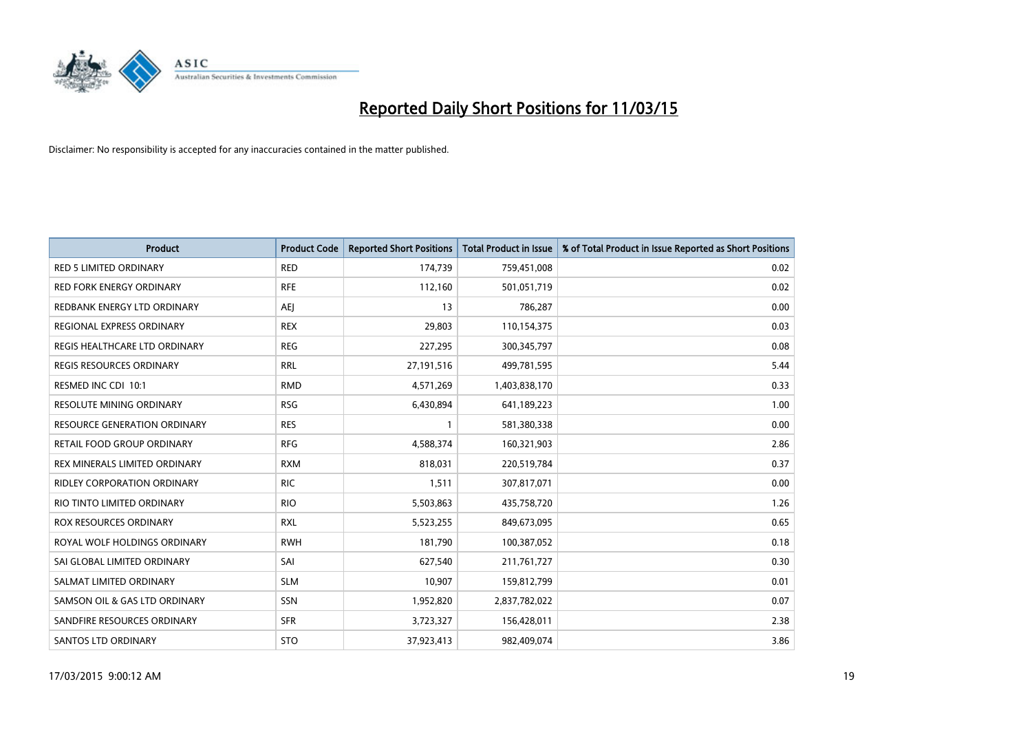# Reported Daily Short Positions for 11/03/15

Disclaimer: No responsibility is accepted for any inaccuracies contained in the matter published.

| Product | Product Code | Reported Short Positions | Total Product in Issue | % of Total Product in Issue Reported as Short Positions |
|---|---|---|---|---|
| RED 5 LIMITED ORDINARY | RED | 174,739 | 759,451,008 | 0.02 |
| RED FORK ENERGY ORDINARY | RFE | 112,160 | 501,051,719 | 0.02 |
| REDBANK ENERGY LTD ORDINARY | AEJ | 13 | 786,287 | 0.00 |
| REGIONAL EXPRESS ORDINARY | REX | 29,803 | 110,154,375 | 0.03 |
| REGIS HEALTHCARE LTD ORDINARY | REG | 227,295 | 300,345,797 | 0.08 |
| REGIS RESOURCES ORDINARY | RRL | 27,191,516 | 499,781,595 | 5.44 |
| RESMED INC CDI 10:1 | RMD | 4,571,269 | 1,403,838,170 | 0.33 |
| RESOLUTE MINING ORDINARY | RSG | 6,430,894 | 641,189,223 | 1.00 |
| RESOURCE GENERATION ORDINARY | RES | 1 | 581,380,338 | 0.00 |
| RETAIL FOOD GROUP ORDINARY | RFG | 4,588,374 | 160,321,903 | 2.86 |
| REX MINERALS LIMITED ORDINARY | RXM | 818,031 | 220,519,784 | 0.37 |
| RIDLEY CORPORATION ORDINARY | RIC | 1,511 | 307,817,071 | 0.00 |
| RIO TINTO LIMITED ORDINARY | RIO | 5,503,863 | 435,758,720 | 1.26 |
| ROX RESOURCES ORDINARY | RXL | 5,523,255 | 849,673,095 | 0.65 |
| ROYAL WOLF HOLDINGS ORDINARY | RWH | 181,790 | 100,387,052 | 0.18 |
| SAI GLOBAL LIMITED ORDINARY | SAI | 627,540 | 211,761,727 | 0.30 |
| SALMAT LIMITED ORDINARY | SLM | 10,907 | 159,812,799 | 0.01 |
| SAMSON OIL & GAS LTD ORDINARY | SSN | 1,952,820 | 2,837,782,022 | 0.07 |
| SANDFIRE RESOURCES ORDINARY | SFR | 3,723,327 | 156,428,011 | 2.38 |
| SANTOS LTD ORDINARY | STO | 37,923,413 | 982,409,074 | 3.86 |

17/03/2015 9:00:12 AM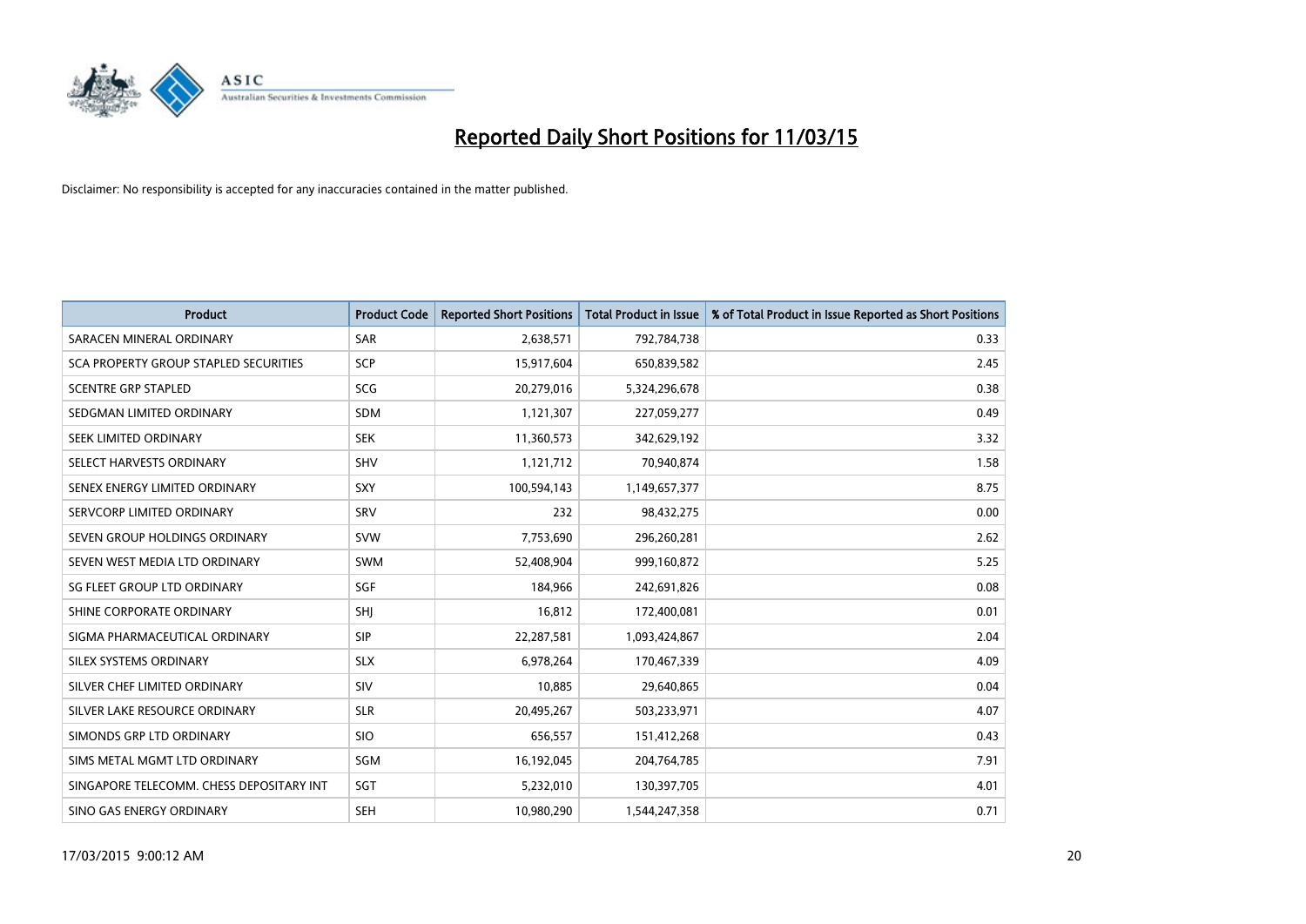# Reported Daily Short Positions for 11/03/15

Disclaimer: No responsibility is accepted for any inaccuracies contained in the matter published.

| Product | Product Code | Reported Short Positions | Total Product in Issue | % of Total Product in Issue Reported as Short Positions |
|---|---|---|---|---|
| SARACEN MINERAL ORDINARY | SAR | 2,638,571 | 792,784,738 | 0.33 |
| SCA PROPERTY GROUP STAPLED SECURITIES | SCP | 15,917,604 | 650,839,582 | 2.45 |
| SCENTRE GRP STAPLED | SCG | 20,279,016 | 5,324,296,678 | 0.38 |
| SEDGMAN LIMITED ORDINARY | SDM | 1,121,307 | 227,059,277 | 0.49 |
| SEEK LIMITED ORDINARY | SEK | 11,360,573 | 342,629,192 | 3.32 |
| SELECT HARVESTS ORDINARY | SHV | 1,121,712 | 70,940,874 | 1.58 |
| SENEX ENERGY LIMITED ORDINARY | SXY | 100,594,143 | 1,149,657,377 | 8.75 |
| SERVCORP LIMITED ORDINARY | SRV | 232 | 98,432,275 | 0.00 |
| SEVEN GROUP HOLDINGS ORDINARY | SVW | 7,753,690 | 296,260,281 | 2.62 |
| SEVEN WEST MEDIA LTD ORDINARY | SWM | 52,408,904 | 999,160,872 | 5.25 |
| SG FLEET GROUP LTD ORDINARY | SGF | 184,966 | 242,691,826 | 0.08 |
| SHINE CORPORATE ORDINARY | SHJ | 16,812 | 172,400,081 | 0.01 |
| SIGMA PHARMACEUTICAL ORDINARY | SIP | 22,287,581 | 1,093,424,867 | 2.04 |
| SILEX SYSTEMS ORDINARY | SLX | 6,978,264 | 170,467,339 | 4.09 |
| SILVER CHEF LIMITED ORDINARY | SIV | 10,885 | 29,640,865 | 0.04 |
| SILVER LAKE RESOURCE ORDINARY | SLR | 20,495,267 | 503,233,971 | 4.07 |
| SIMONDS GRP LTD ORDINARY | SIO | 656,557 | 151,412,268 | 0.43 |
| SIMS METAL MGMT LTD ORDINARY | SGM | 16,192,045 | 204,764,785 | 7.91 |
| SINGAPORE TELECOMM. CHESS DEPOSITARY INT | SGT | 5,232,010 | 130,397,705 | 4.01 |
| SINO GAS ENERGY ORDINARY | SEH | 10,980,290 | 1,544,247,358 | 0.71 |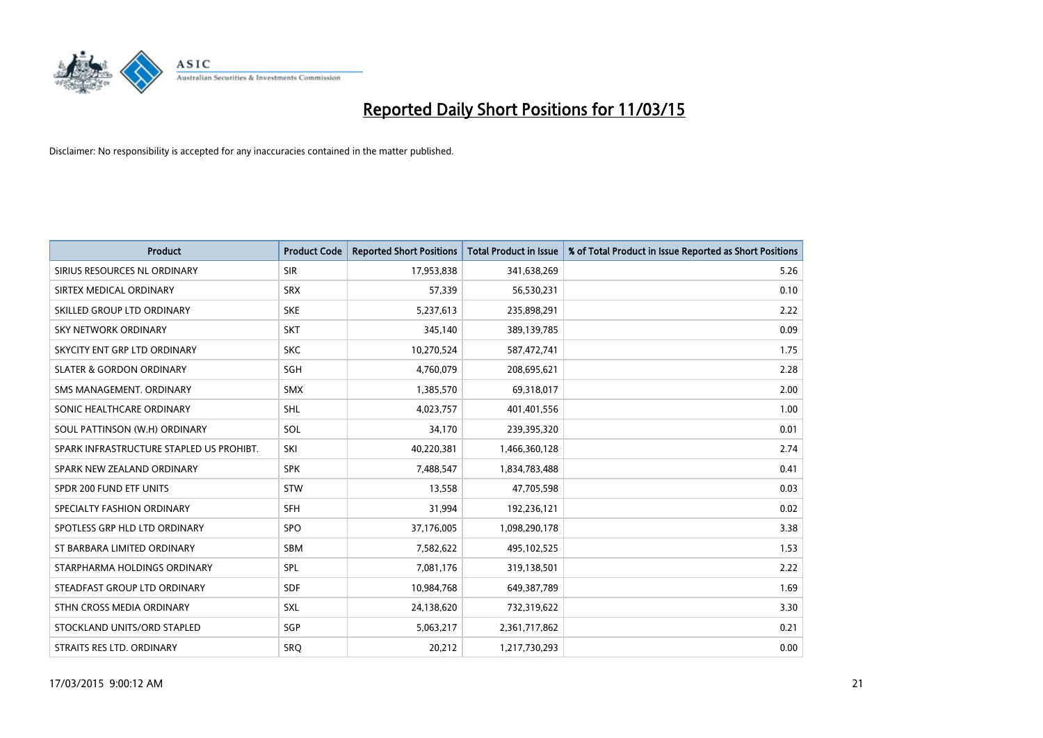# Reported Daily Short Positions for 11/03/15

Disclaimer: No responsibility is accepted for any inaccuracies contained in the matter published.

| Product | Product Code | Reported Short Positions | Total Product in Issue | % of Total Product in Issue Reported as Short Positions |
|---|---|---|---|---|
| SIRIUS RESOURCES NL ORDINARY | SIR | 17,953,838 | 341,638,269 | 5.26 |
| SIRTEX MEDICAL ORDINARY | SRX | 57,339 | 56,530,231 | 0.10 |
| SKILLED GROUP LTD ORDINARY | SKE | 5,237,613 | 235,898,291 | 2.22 |
| SKY NETWORK ORDINARY | SKT | 345,140 | 389,139,785 | 0.09 |
| SKYCITY ENT GRP LTD ORDINARY | SKC | 10,270,524 | 587,472,741 | 1.75 |
| SLATER & GORDON ORDINARY | SGH | 4,760,079 | 208,695,621 | 2.28 |
| SMS MANAGEMENT. ORDINARY | SMX | 1,385,570 | 69,318,017 | 2.00 |
| SONIC HEALTHCARE ORDINARY | SHL | 4,023,757 | 401,401,556 | 1.00 |
| SOUL PATTINSON (W.H) ORDINARY | SOL | 34,170 | 239,395,320 | 0.01 |
| SPARK INFRASTRUCTURE STAPLED US PROHIBT. | SKI | 40,220,381 | 1,466,360,128 | 2.74 |
| SPARK NEW ZEALAND ORDINARY | SPK | 7,488,547 | 1,834,783,488 | 0.41 |
| SPDR 200 FUND ETF UNITS | STW | 13,558 | 47,705,598 | 0.03 |
| SPECIALTY FASHION ORDINARY | SFH | 31,994 | 192,236,121 | 0.02 |
| SPOTLESS GRP HLD LTD ORDINARY | SPO | 37,176,005 | 1,098,290,178 | 3.38 |
| ST BARBARA LIMITED ORDINARY | SBM | 7,582,622 | 495,102,525 | 1.53 |
| STARPHARMA HOLDINGS ORDINARY | SPL | 7,081,176 | 319,138,501 | 2.22 |
| STEADFAST GROUP LTD ORDINARY | SDF | 10,984,768 | 649,387,789 | 1.69 |
| STHN CROSS MEDIA ORDINARY | SXL | 24,138,620 | 732,319,622 | 3.30 |
| STOCKLAND UNITS/ORD STAPLED | SGP | 5,063,217 | 2,361,717,862 | 0.21 |
| STRAITS RES LTD. ORDINARY | SRQ | 20,212 | 1,217,730,293 | 0.00 |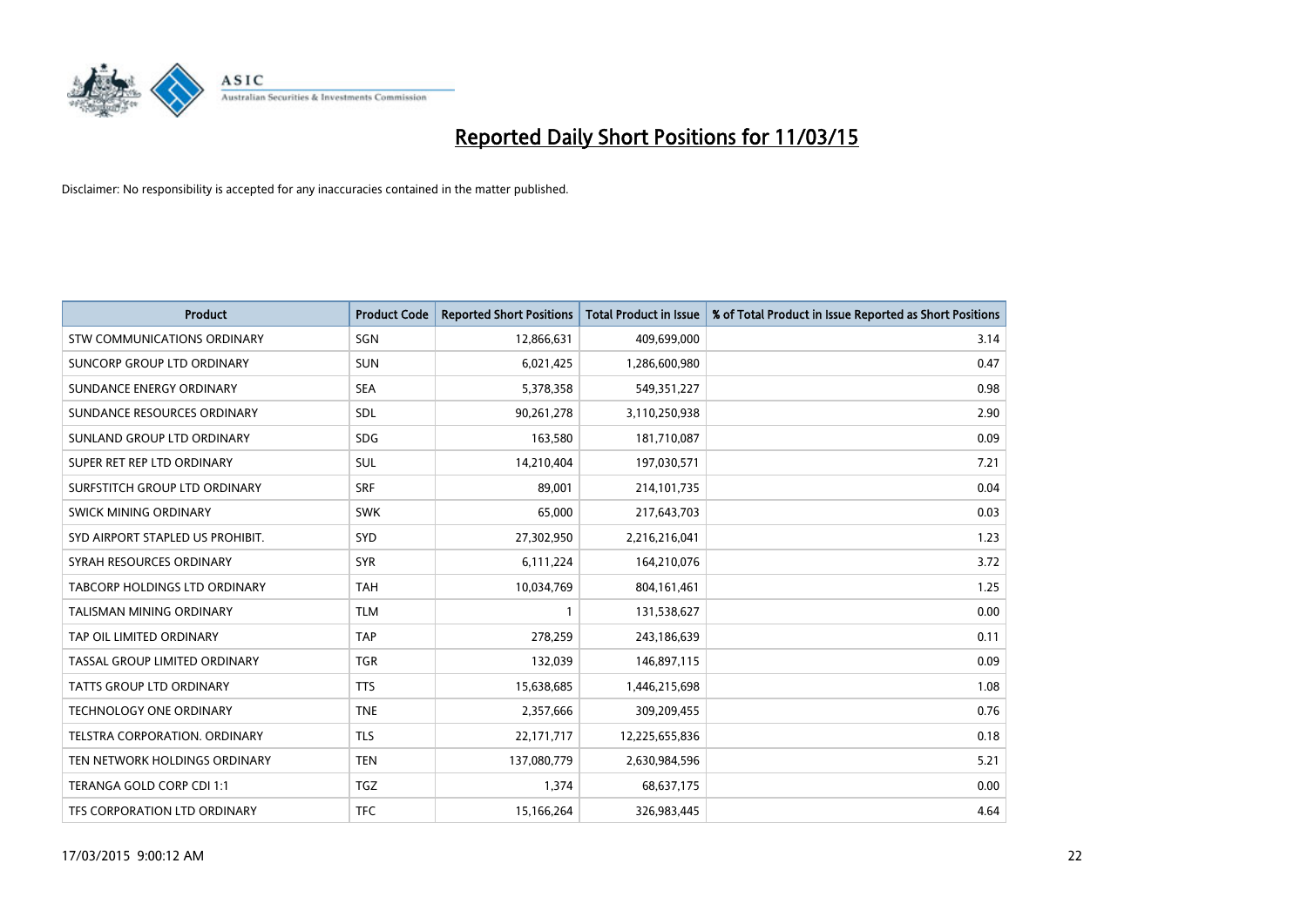# Reported Daily Short Positions for 11/03/15

Disclaimer: No responsibility is accepted for any inaccuracies contained in the matter published.

| Product | Product Code | Reported Short Positions | Total Product in Issue | % of Total Product in Issue Reported as Short Positions |
|---|---|---|---|---|
| STW COMMUNICATIONS ORDINARY | SGN | 12,866,631 | 409,699,000 | 3.14 |
| SUNCORP GROUP LTD ORDINARY | SUN | 6,021,425 | 1,286,600,980 | 0.47 |
| SUNDANCE ENERGY ORDINARY | SEA | 5,378,358 | 549,351,227 | 0.98 |
| SUNDANCE RESOURCES ORDINARY | SDL | 90,261,278 | 3,110,250,938 | 2.90 |
| SUNLAND GROUP LTD ORDINARY | SDG | 163,580 | 181,710,087 | 0.09 |
| SUPER RET REP LTD ORDINARY | SUL | 14,210,404 | 197,030,571 | 7.21 |
| SURFSTITCH GROUP LTD ORDINARY | SRF | 89,001 | 214,101,735 | 0.04 |
| SWICK MINING ORDINARY | SWK | 65,000 | 217,643,703 | 0.03 |
| SYD AIRPORT STAPLED US PROHIBIT. | SYD | 27,302,950 | 2,216,216,041 | 1.23 |
| SYRAH RESOURCES ORDINARY | SYR | 6,111,224 | 164,210,076 | 3.72 |
| TABCORP HOLDINGS LTD ORDINARY | TAH | 10,034,769 | 804,161,461 | 1.25 |
| TALISMAN MINING ORDINARY | TLM | 1 | 131,538,627 | 0.00 |
| TAP OIL LIMITED ORDINARY | TAP | 278,259 | 243,186,639 | 0.11 |
| TASSAL GROUP LIMITED ORDINARY | TGR | 132,039 | 146,897,115 | 0.09 |
| TATTS GROUP LTD ORDINARY | TTS | 15,638,685 | 1,446,215,698 | 1.08 |
| TECHNOLOGY ONE ORDINARY | TNE | 2,357,666 | 309,209,455 | 0.76 |
| TELSTRA CORPORATION. ORDINARY | TLS | 22,171,717 | 12,225,655,836 | 0.18 |
| TEN NETWORK HOLDINGS ORDINARY | TEN | 137,080,779 | 2,630,984,596 | 5.21 |
| TERANGA GOLD CORP CDI 1:1 | TGZ | 1,374 | 68,637,175 | 0.00 |
| TFS CORPORATION LTD ORDINARY | TFC | 15,166,264 | 326,983,445 | 4.64 |

17/03/2015 9:00:12 AM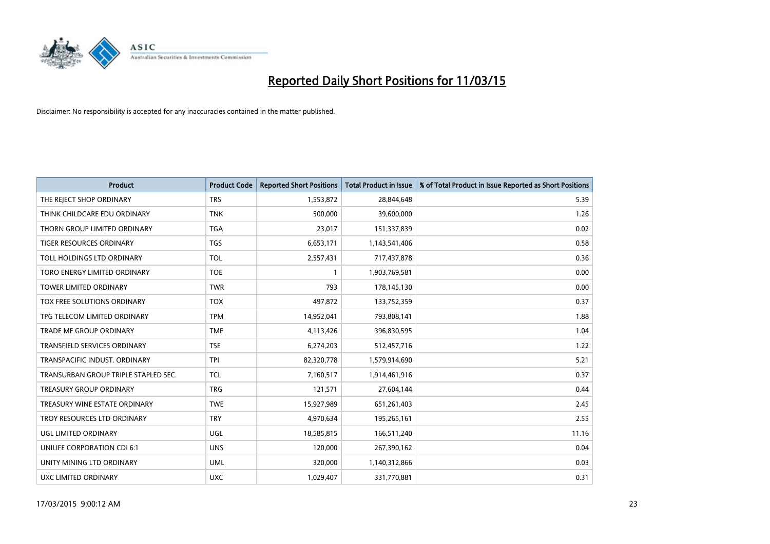# Reported Daily Short Positions for 11/03/15

Disclaimer: No responsibility is accepted for any inaccuracies contained in the matter published.

| Product | Product Code | Reported Short Positions | Total Product in Issue | % of Total Product in Issue Reported as Short Positions |
|---|---|---|---|---|
| THE REJECT SHOP ORDINARY | TRS | 1,553,872 | 28,844,648 | 5.39 |
| THINK CHILDCARE EDU ORDINARY | TNK | 500,000 | 39,600,000 | 1.26 |
| THORN GROUP LIMITED ORDINARY | TGA | 23,017 | 151,337,839 | 0.02 |
| TIGER RESOURCES ORDINARY | TGS | 6,653,171 | 1,143,541,406 | 0.58 |
| TOLL HOLDINGS LTD ORDINARY | TOL | 2,557,431 | 717,437,878 | 0.36 |
| TORO ENERGY LIMITED ORDINARY | TOE | 1 | 1,903,769,581 | 0.00 |
| TOWER LIMITED ORDINARY | TWR | 793 | 178,145,130 | 0.00 |
| TOX FREE SOLUTIONS ORDINARY | TOX | 497,872 | 133,752,359 | 0.37 |
| TPG TELECOM LIMITED ORDINARY | TPM | 14,952,041 | 793,808,141 | 1.88 |
| TRADE ME GROUP ORDINARY | TME | 4,113,426 | 396,830,595 | 1.04 |
| TRANSFIELD SERVICES ORDINARY | TSE | 6,274,203 | 512,457,716 | 1.22 |
| TRANSPACIFIC INDUST. ORDINARY | TPI | 82,320,778 | 1,579,914,690 | 5.21 |
| TRANSURBAN GROUP TRIPLE STAPLED SEC. | TCL | 7,160,517 | 1,914,461,916 | 0.37 |
| TREASURY GROUP ORDINARY | TRG | 121,571 | 27,604,144 | 0.44 |
| TREASURY WINE ESTATE ORDINARY | TWE | 15,927,989 | 651,261,403 | 2.45 |
| TROY RESOURCES LTD ORDINARY | TRY | 4,970,634 | 195,265,161 | 2.55 |
| UGL LIMITED ORDINARY | UGL | 18,585,815 | 166,511,240 | 11.16 |
| UNILIFE CORPORATION CDI 6:1 | UNS | 120,000 | 267,390,162 | 0.04 |
| UNITY MINING LTD ORDINARY | UML | 320,000 | 1,140,312,866 | 0.03 |
| UXC LIMITED ORDINARY | UXC | 1,029,407 | 331,770,881 | 0.31 |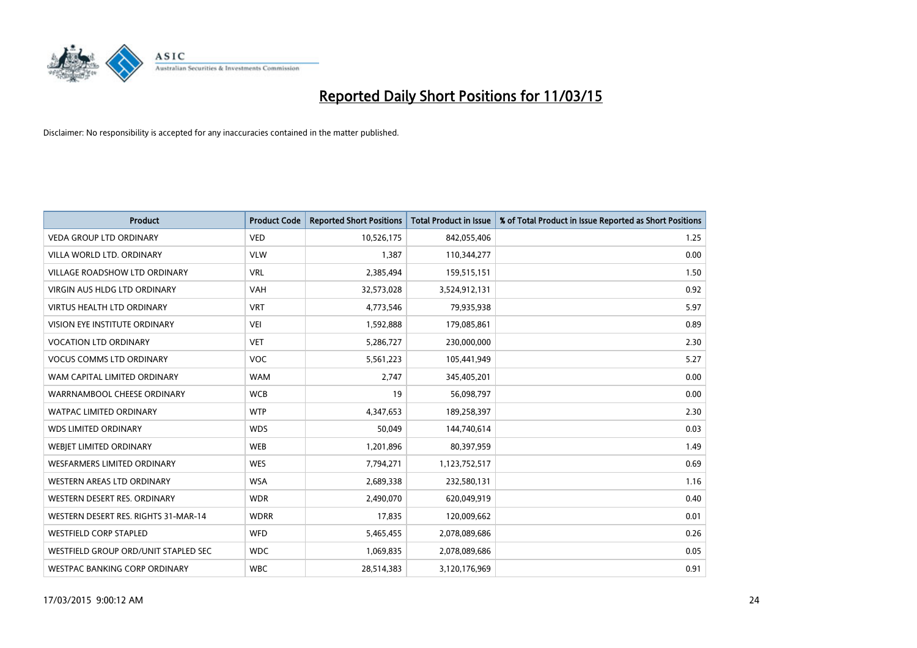# Reported Daily Short Positions for 11/03/15

Disclaimer: No responsibility is accepted for any inaccuracies contained in the matter published.

| Product | Product Code | Reported Short Positions | Total Product in Issue | % of Total Product in Issue Reported as Short Positions |
| --- | --- | --- | --- | --- |
| VEDA GROUP LTD ORDINARY | VED | 10,526,175 | 842,055,406 | 1.25 |
| VILLA WORLD LTD. ORDINARY | VLW | 1,387 | 110,344,277 | 0.00 |
| VILLAGE ROADSHOW LTD ORDINARY | VRL | 2,385,494 | 159,515,151 | 1.50 |
| VIRGIN AUS HLDG LTD ORDINARY | VAH | 32,573,028 | 3,524,912,131 | 0.92 |
| VIRTUS HEALTH LTD ORDINARY | VRT | 4,773,546 | 79,935,938 | 5.97 |
| VISION EYE INSTITUTE ORDINARY | VEI | 1,592,888 | 179,085,861 | 0.89 |
| VOCATION LTD ORDINARY | VET | 5,286,727 | 230,000,000 | 2.30 |
| VOCUS COMMS LTD ORDINARY | VOC | 5,561,223 | 105,441,949 | 5.27 |
| WAM CAPITAL LIMITED ORDINARY | WAM | 2,747 | 345,405,201 | 0.00 |
| WARRNAMBOOL CHEESE ORDINARY | WCB | 19 | 56,098,797 | 0.00 |
| WATPAC LIMITED ORDINARY | WTP | 4,347,653 | 189,258,397 | 2.30 |
| WDS LIMITED ORDINARY | WDS | 50,049 | 144,740,614 | 0.03 |
| WEBJET LIMITED ORDINARY | WEB | 1,201,896 | 80,397,959 | 1.49 |
| WESFARMERS LIMITED ORDINARY | WES | 7,794,271 | 1,123,752,517 | 0.69 |
| WESTERN AREAS LTD ORDINARY | WSA | 2,689,338 | 232,580,131 | 1.16 |
| WESTERN DESERT RES. ORDINARY | WDR | 2,490,070 | 620,049,919 | 0.40 |
| WESTERN DESERT RES. RIGHTS 31-MAR-14 | WDRR | 17,835 | 120,009,662 | 0.01 |
| WESTFIELD CORP STAPLED | WFD | 5,465,455 | 2,078,089,686 | 0.26 |
| WESTFIELD GROUP ORD/UNIT STAPLED SEC | WDC | 1,069,835 | 2,078,089,686 | 0.05 |
| WESTPAC BANKING CORP ORDINARY | WBC | 28,514,383 | 3,120,176,969 | 0.91 |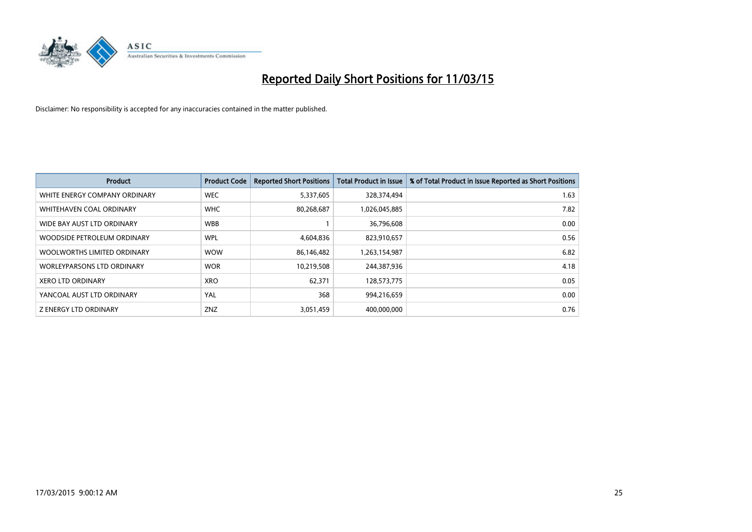# Reported Daily Short Positions for 11/03/15

Disclaimer: No responsibility is accepted for any inaccuracies contained in the matter published.

| Product | Product Code | Reported Short Positions | Total Product in Issue | % of Total Product in Issue Reported as Short Positions |
|---|---|---|---|---|
| WHITE ENERGY COMPANY ORDINARY | WEC | 5,337,605 | 328,374,494 | 1.63 |
| WHITEHAVEN COAL ORDINARY | WHC | 80,268,687 | 1,026,045,885 | 7.82 |
| WIDE BAY AUST LTD ORDINARY | WBB | 1 | 36,796,608 | 0.00 |
| WOODSIDE PETROLEUM ORDINARY | WPL | 4,604,836 | 823,910,657 | 0.56 |
| WOOLWORTHS LIMITED ORDINARY | WOW | 86,146,482 | 1,263,154,987 | 6.82 |
| WORLEYPARSONS LTD ORDINARY | WOR | 10,219,508 | 244,387,936 | 4.18 |
| XERO LTD ORDINARY | XRO | 62,371 | 128,573,775 | 0.05 |
| YANCOAL AUST LTD ORDINARY | YAL | 368 | 994,216,659 | 0.00 |
| Z ENERGY LTD ORDINARY | ZNZ | 3,051,459 | 400,000,000 | 0.76 |